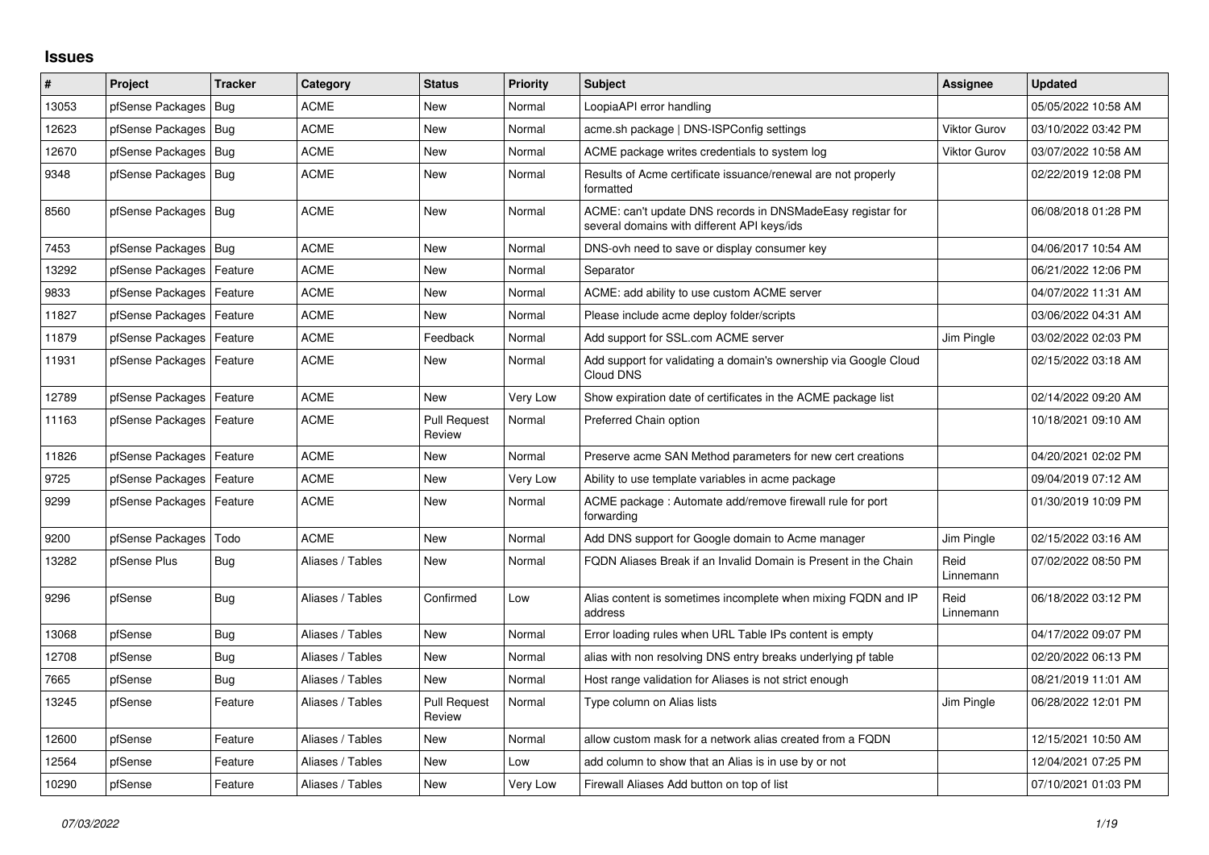# Issues

| # | Project | Tracker | Category | Status | Priority | Subject | Assignee | Updated |
|---|---|---|---|---|---|---|---|---|
| 13053 | pfSense Packages | Bug | ACME | New | Normal | LoopiaAPI error handling | | 05/05/2022 10:58 AM |
| 12623 | pfSense Packages | Bug | ACME | New | Normal | acme.sh package \| DNS-ISPConfig settings | Viktor Gurov | 03/10/2022 03:42 PM |
| 12670 | pfSense Packages | Bug | ACME | New | Normal | ACME package writes credentials to system log | Viktor Gurov | 03/07/2022 10:58 AM |
| 9348 | pfSense Packages | Bug | ACME | New | Normal | Results of Acme certificate issuance/renewal are not properly formatted | | 02/22/2019 12:08 PM |
| 8560 | pfSense Packages | Bug | ACME | New | Normal | ACME: can't update DNS records in DNSMadeEasy registar for several domains with different API keys/ids | | 06/08/2018 01:28 PM |
| 7453 | pfSense Packages | Bug | ACME | New | Normal | DNS-ovh need to save or display consumer key | | 04/06/2017 10:54 AM |
| 13292 | pfSense Packages | Feature | ACME | New | Normal | Separator | | 06/21/2022 12:06 PM |
| 9833 | pfSense Packages | Feature | ACME | New | Normal | ACME: add ability to use custom ACME server | | 04/07/2022 11:31 AM |
| 11827 | pfSense Packages | Feature | ACME | New | Normal | Please include acme deploy folder/scripts | | 03/06/2022 04:31 AM |
| 11879 | pfSense Packages | Feature | ACME | Feedback | Normal | Add support for SSL.com ACME server | Jim Pingle | 03/02/2022 02:03 PM |
| 11931 | pfSense Packages | Feature | ACME | New | Normal | Add support for validating a domain's ownership via Google Cloud Cloud DNS | | 02/15/2022 03:18 AM |
| 12789 | pfSense Packages | Feature | ACME | New | Very Low | Show expiration date of certificates in the ACME package list | | 02/14/2022 09:20 AM |
| 11163 | pfSense Packages | Feature | ACME | Pull Request Review | Normal | Preferred Chain option | | 10/18/2021 09:10 AM |
| 11826 | pfSense Packages | Feature | ACME | New | Normal | Preserve acme SAN Method parameters for new cert creations | | 04/20/2021 02:02 PM |
| 9725 | pfSense Packages | Feature | ACME | New | Very Low | Ability to use template variables in acme package | | 09/04/2019 07:12 AM |
| 9299 | pfSense Packages | Feature | ACME | New | Normal | ACME package : Automate add/remove firewall rule for port forwarding | | 01/30/2019 10:09 PM |
| 9200 | pfSense Packages | Todo | ACME | New | Normal | Add DNS support for Google domain to Acme manager | Jim Pingle | 02/15/2022 03:16 AM |
| 13282 | pfSense Plus | Bug | Aliases / Tables | New | Normal | FQDN Aliases Break if an Invalid Domain is Present in the Chain | Reid Linnemann | 07/02/2022 08:50 PM |
| 9296 | pfSense | Bug | Aliases / Tables | Confirmed | Low | Alias content is sometimes incomplete when mixing FQDN and IP address | Reid Linnemann | 06/18/2022 03:12 PM |
| 13068 | pfSense | Bug | Aliases / Tables | New | Normal | Error loading rules when URL Table IPs content is empty | | 04/17/2022 09:07 PM |
| 12708 | pfSense | Bug | Aliases / Tables | New | Normal | alias with non resolving DNS entry breaks underlying pf table | | 02/20/2022 06:13 PM |
| 7665 | pfSense | Bug | Aliases / Tables | New | Normal | Host range validation for Aliases is not strict enough | | 08/21/2019 11:01 AM |
| 13245 | pfSense | Feature | Aliases / Tables | Pull Request Review | Normal | Type column on Alias lists | Jim Pingle | 06/28/2022 12:01 PM |
| 12600 | pfSense | Feature | Aliases / Tables | New | Normal | allow custom mask for a network alias created from a FQDN | | 12/15/2021 10:50 AM |
| 12564 | pfSense | Feature | Aliases / Tables | New | Low | add column to show that an Alias is in use by or not | | 12/04/2021 07:25 PM |
| 10290 | pfSense | Feature | Aliases / Tables | New | Very Low | Firewall Aliases Add button on top of list | | 07/10/2021 01:03 PM |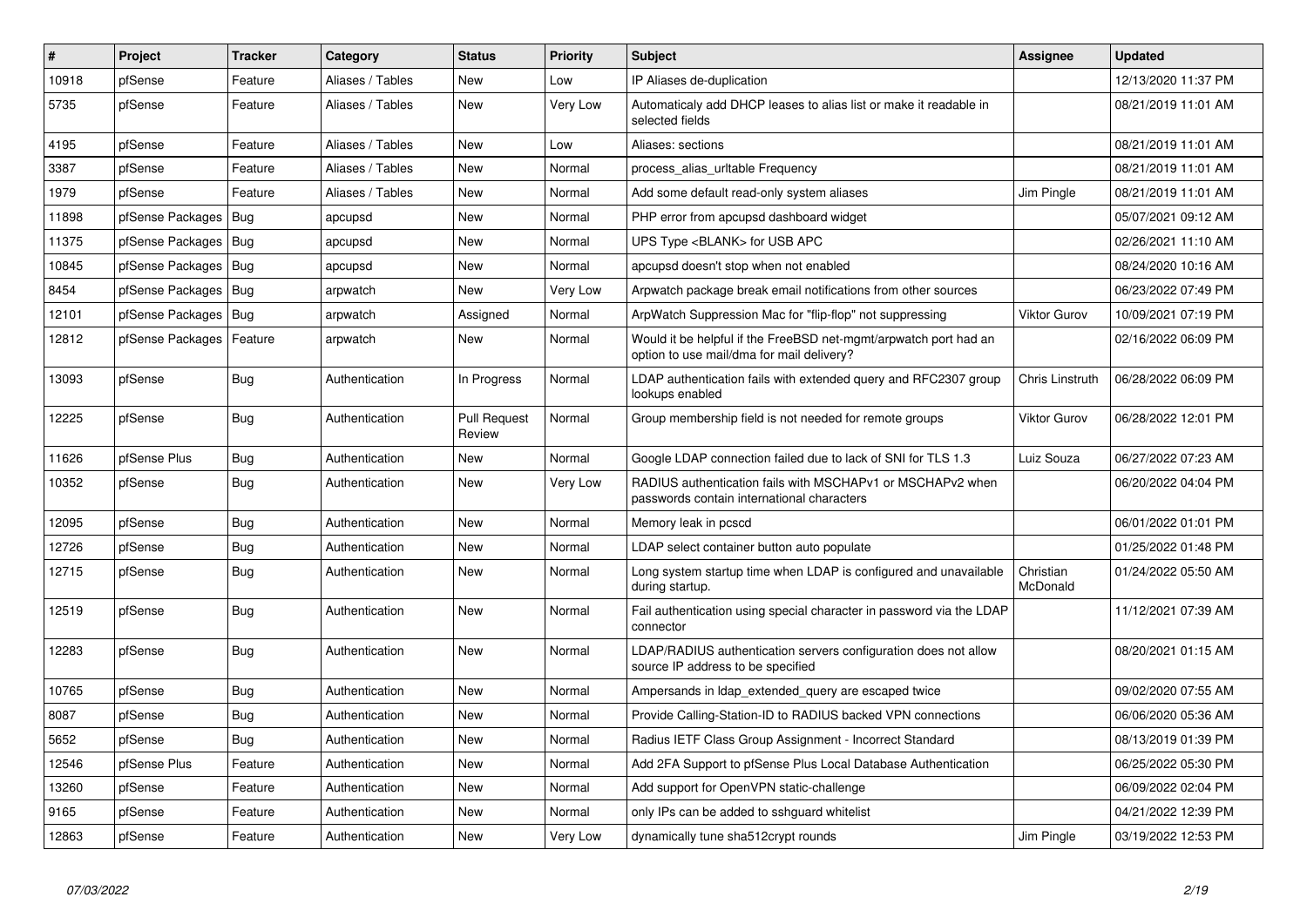| # | Project | Tracker | Category | Status | Priority | Subject | Assignee | Updated |
|---|---|---|---|---|---|---|---|---|
| 10918 | pfSense | Feature | Aliases / Tables | New | Low | IP Aliases de-duplication | | 12/13/2020 11:37 PM |
| 5735 | pfSense | Feature | Aliases / Tables | New | Very Low | Automaticaly add DHCP leases to alias list or make it readable in selected fields | | 08/21/2019 11:01 AM |
| 4195 | pfSense | Feature | Aliases / Tables | New | Low | Aliases: sections | | 08/21/2019 11:01 AM |
| 3387 | pfSense | Feature | Aliases / Tables | New | Normal | process_alias_urltable Frequency | | 08/21/2019 11:01 AM |
| 1979 | pfSense | Feature | Aliases / Tables | New | Normal | Add some default read-only system aliases | Jim Pingle | 08/21/2019 11:01 AM |
| 11898 | pfSense Packages | Bug | apcupsd | New | Normal | PHP error from apcupsd dashboard widget | | 05/07/2021 09:12 AM |
| 11375 | pfSense Packages | Bug | apcupsd | New | Normal | UPS Type <BLANK> for USB APC | | 02/26/2021 11:10 AM |
| 10845 | pfSense Packages | Bug | apcupsd | New | Normal | apcupsd doesn't stop when not enabled | | 08/24/2020 10:16 AM |
| 8454 | pfSense Packages | Bug | arpwatch | New | Very Low | Arpwatch package break email notifications from other sources | | 06/23/2022 07:49 PM |
| 12101 | pfSense Packages | Bug | arpwatch | Assigned | Normal | ArpWatch Suppression Mac for "flip-flop" not suppressing | Viktor Gurov | 10/09/2021 07:19 PM |
| 12812 | pfSense Packages | Feature | arpwatch | New | Normal | Would it be helpful if the FreeBSD net-mgmt/arpwatch port had an option to use mail/dma for mail delivery? | | 02/16/2022 06:09 PM |
| 13093 | pfSense | Bug | Authentication | In Progress | Normal | LDAP authentication fails with extended query and RFC2307 group lookups enabled | Chris Linstruth | 06/28/2022 06:09 PM |
| 12225 | pfSense | Bug | Authentication | Pull Request Review | Normal | Group membership field is not needed for remote groups | Viktor Gurov | 06/28/2022 12:01 PM |
| 11626 | pfSense Plus | Bug | Authentication | New | Normal | Google LDAP connection failed due to lack of SNI for TLS 1.3 | Luiz Souza | 06/27/2022 07:23 AM |
| 10352 | pfSense | Bug | Authentication | New | Very Low | RADIUS authentication fails with MSCHAPv1 or MSCHAPv2 when passwords contain international characters | | 06/20/2022 04:04 PM |
| 12095 | pfSense | Bug | Authentication | New | Normal | Memory leak in pcscd | | 06/01/2022 01:01 PM |
| 12726 | pfSense | Bug | Authentication | New | Normal | LDAP select container button auto populate | | 01/25/2022 01:48 PM |
| 12715 | pfSense | Bug | Authentication | New | Normal | Long system startup time when LDAP is configured and unavailable during startup. | Christian McDonald | 01/24/2022 05:50 AM |
| 12519 | pfSense | Bug | Authentication | New | Normal | Fail authentication using special character in password via the LDAP connector | | 11/12/2021 07:39 AM |
| 12283 | pfSense | Bug | Authentication | New | Normal | LDAP/RADIUS authentication servers configuration does not allow source IP address to be specified | | 08/20/2021 01:15 AM |
| 10765 | pfSense | Bug | Authentication | New | Normal | Ampersands in ldap_extended_query are escaped twice | | 09/02/2020 07:55 AM |
| 8087 | pfSense | Bug | Authentication | New | Normal | Provide Calling-Station-ID to RADIUS backed VPN connections | | 06/06/2020 05:36 AM |
| 5652 | pfSense | Bug | Authentication | New | Normal | Radius IETF Class Group Assignment - Incorrect Standard | | 08/13/2019 01:39 PM |
| 12546 | pfSense Plus | Feature | Authentication | New | Normal | Add 2FA Support to pfSense Plus Local Database Authentication | | 06/25/2022 05:30 PM |
| 13260 | pfSense | Feature | Authentication | New | Normal | Add support for OpenVPN static-challenge | | 06/09/2022 02:04 PM |
| 9165 | pfSense | Feature | Authentication | New | Normal | only IPs can be added to sshguard whitelist | | 04/21/2022 12:39 PM |
| 12863 | pfSense | Feature | Authentication | New | Very Low | dynamically tune sha512crypt rounds | Jim Pingle | 03/19/2022 12:53 PM |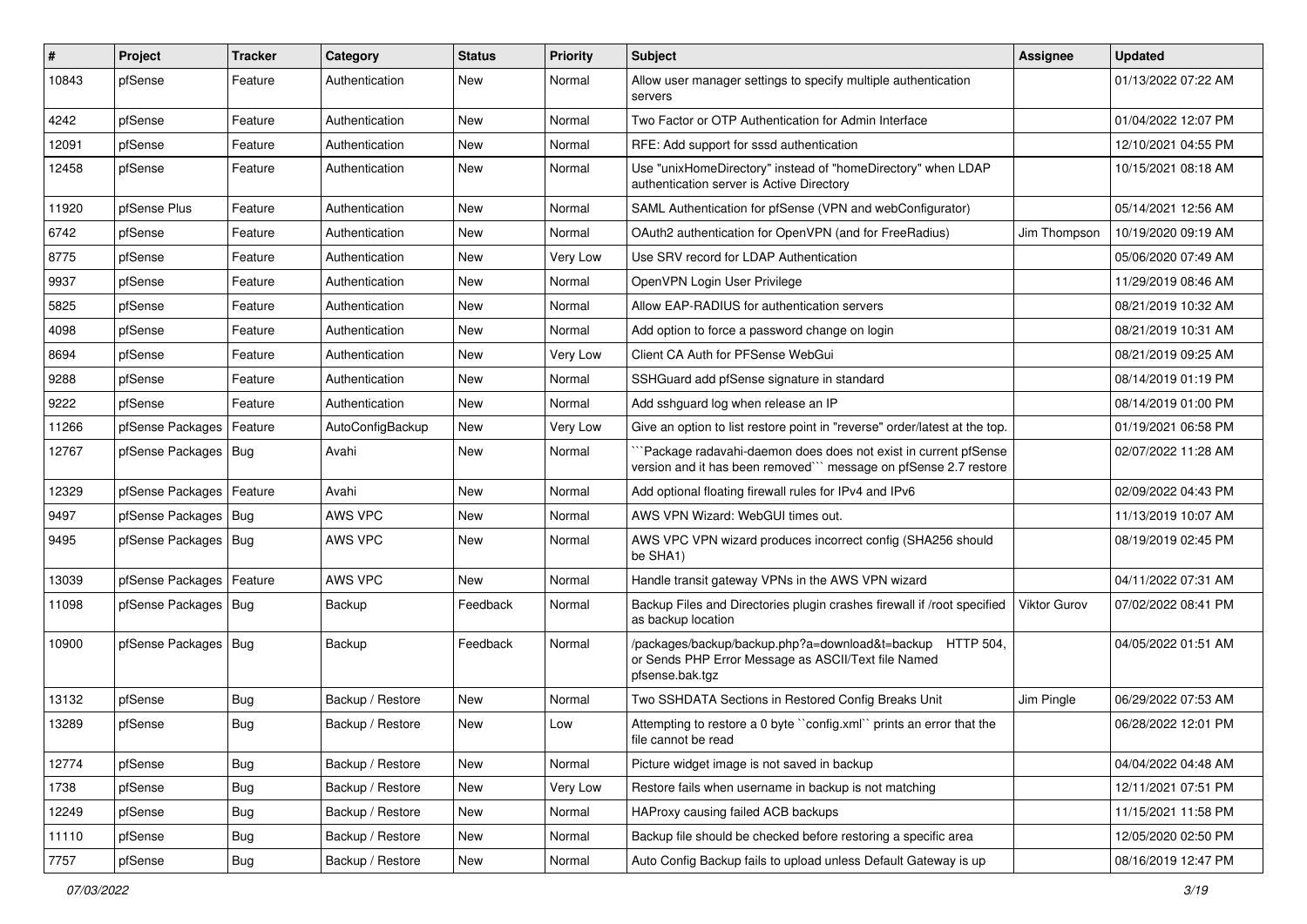| # | Project | Tracker | Category | Status | Priority | Subject | Assignee | Updated |
|---|---|---|---|---|---|---|---|---|
| 10843 | pfSense | Feature | Authentication | New | Normal | Allow user manager settings to specify multiple authentication servers | | 01/13/2022 07:22 AM |
| 4242 | pfSense | Feature | Authentication | New | Normal | Two Factor or OTP Authentication for Admin Interface | | 01/04/2022 12:07 PM |
| 12091 | pfSense | Feature | Authentication | New | Normal | RFE: Add support for sssd authentication | | 12/10/2021 04:55 PM |
| 12458 | pfSense | Feature | Authentication | New | Normal | Use "unixHomeDirectory" instead of "homeDirectory" when LDAP authentication server is Active Directory | | 10/15/2021 08:18 AM |
| 11920 | pfSense Plus | Feature | Authentication | New | Normal | SAML Authentication for pfSense (VPN and webConfigurator) | | 05/14/2021 12:56 AM |
| 6742 | pfSense | Feature | Authentication | New | Normal | OAuth2 authentication for OpenVPN (and for FreeRadius) | Jim Thompson | 10/19/2020 09:19 AM |
| 8775 | pfSense | Feature | Authentication | New | Very Low | Use SRV record for LDAP Authentication | | 05/06/2020 07:49 AM |
| 9937 | pfSense | Feature | Authentication | New | Normal | OpenVPN Login User Privilege | | 11/29/2019 08:46 AM |
| 5825 | pfSense | Feature | Authentication | New | Normal | Allow EAP-RADIUS for authentication servers | | 08/21/2019 10:32 AM |
| 4098 | pfSense | Feature | Authentication | New | Normal | Add option to force a password change on login | | 08/21/2019 10:31 AM |
| 8694 | pfSense | Feature | Authentication | New | Very Low | Client CA Auth for PFSense WebGui | | 08/21/2019 09:25 AM |
| 9288 | pfSense | Feature | Authentication | New | Normal | SSHGuard add pfSense signature in standard | | 08/14/2019 01:19 PM |
| 9222 | pfSense | Feature | Authentication | New | Normal | Add sshguard log when release an IP | | 08/14/2019 01:00 PM |
| 11266 | pfSense Packages | Feature | AutoConfigBackup | New | Very Low | Give an option to list restore point in "reverse" order/latest at the top. | | 01/19/2021 06:58 PM |
| 12767 | pfSense Packages | Bug | Avahi | New | Normal | ```Package radavahi-daemon does does not exist in current pfSense version and it has been removed``` message on pfSense 2.7 restore | | 02/07/2022 11:28 AM |
| 12329 | pfSense Packages | Feature | Avahi | New | Normal | Add optional floating firewall rules for IPv4 and IPv6 | | 02/09/2022 04:43 PM |
| 9497 | pfSense Packages | Bug | AWS VPC | New | Normal | AWS VPN Wizard: WebGUI times out. | | 11/13/2019 10:07 AM |
| 9495 | pfSense Packages | Bug | AWS VPC | New | Normal | AWS VPC VPN wizard produces incorrect config (SHA256 should be SHA1) | | 08/19/2019 02:45 PM |
| 13039 | pfSense Packages | Feature | AWS VPC | New | Normal | Handle transit gateway VPNs in the AWS VPN wizard | | 04/11/2022 07:31 AM |
| 11098 | pfSense Packages | Bug | Backup | Feedback | Normal | Backup Files and Directories plugin crashes firewall if /root specified as backup location | Viktor Gurov | 07/02/2022 08:41 PM |
| 10900 | pfSense Packages | Bug | Backup | Feedback | Normal | /packages/backup/backup.php?a=download&t=backup HTTP 504, or Sends PHP Error Message as ASCII/Text file Named pfsense.bak.tgz | | 04/05/2022 01:51 AM |
| 13132 | pfSense | Bug | Backup / Restore | New | Normal | Two SSHDATA Sections in Restored Config Breaks Unit | Jim Pingle | 06/29/2022 07:53 AM |
| 13289 | pfSense | Bug | Backup / Restore | New | Low | Attempting to restore a 0 byte ``config.xml`` prints an error that the file cannot be read | | 06/28/2022 12:01 PM |
| 12774 | pfSense | Bug | Backup / Restore | New | Normal | Picture widget image is not saved in backup | | 04/04/2022 04:48 AM |
| 1738 | pfSense | Bug | Backup / Restore | New | Very Low | Restore fails when username in backup is not matching | | 12/11/2021 07:51 PM |
| 12249 | pfSense | Bug | Backup / Restore | New | Normal | HAProxy causing failed ACB backups | | 11/15/2021 11:58 PM |
| 11110 | pfSense | Bug | Backup / Restore | New | Normal | Backup file should be checked before restoring a specific area | | 12/05/2020 02:50 PM |
| 7757 | pfSense | Bug | Backup / Restore | New | Normal | Auto Config Backup fails to upload unless Default Gateway is up | | 08/16/2019 12:47 PM |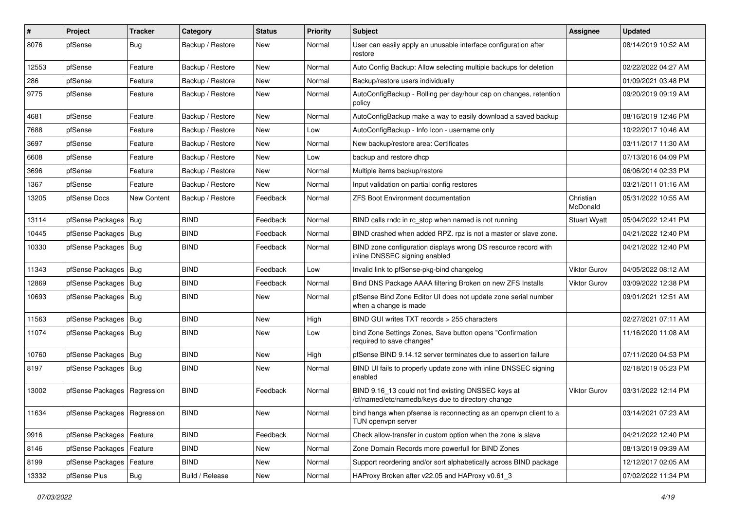| # | Project | Tracker | Category | Status | Priority | Subject | Assignee | Updated |
|---|---|---|---|---|---|---|---|---|
| 8076 | pfSense | Bug | Backup / Restore | New | Normal | User can easily apply an unusable interface configuration after restore | | 08/14/2019 10:52 AM |
| 12553 | pfSense | Feature | Backup / Restore | New | Normal | Auto Config Backup: Allow selecting multiple backups for deletion | | 02/22/2022 04:27 AM |
| 286 | pfSense | Feature | Backup / Restore | New | Normal | Backup/restore users individually | | 01/09/2021 03:48 PM |
| 9775 | pfSense | Feature | Backup / Restore | New | Normal | AutoConfigBackup - Rolling per day/hour cap on changes, retention policy | | 09/20/2019 09:19 AM |
| 4681 | pfSense | Feature | Backup / Restore | New | Normal | AutoConfigBackup make a way to easily download a saved backup | | 08/16/2019 12:46 PM |
| 7688 | pfSense | Feature | Backup / Restore | New | Low | AutoConfigBackup - Info Icon - username only | | 10/22/2017 10:46 AM |
| 3697 | pfSense | Feature | Backup / Restore | New | Normal | New backup/restore area: Certificates | | 03/11/2017 11:30 AM |
| 6608 | pfSense | Feature | Backup / Restore | New | Low | backup and restore dhcp | | 07/13/2016 04:09 PM |
| 3696 | pfSense | Feature | Backup / Restore | New | Normal | Multiple items backup/restore | | 06/06/2014 02:33 PM |
| 1367 | pfSense | Feature | Backup / Restore | New | Normal | Input validation on partial config restores | | 03/21/2011 01:16 AM |
| 13205 | pfSense Docs | New Content | Backup / Restore | Feedback | Normal | ZFS Boot Environment documentation | Christian McDonald | 05/31/2022 10:55 AM |
| 13114 | pfSense Packages | Bug | BIND | Feedback | Normal | BIND calls rndc in rc_stop when named is not running | Stuart Wyatt | 05/04/2022 12:41 PM |
| 10445 | pfSense Packages | Bug | BIND | Feedback | Normal | BIND crashed when added RPZ. rpz is not a master or slave zone. | | 04/21/2022 12:40 PM |
| 10330 | pfSense Packages | Bug | BIND | Feedback | Normal | BIND zone configuration displays wrong DS resource record with inline DNSSEC signing enabled | | 04/21/2022 12:40 PM |
| 11343 | pfSense Packages | Bug | BIND | Feedback | Low | Invalid link to pfSense-pkg-bind changelog | Viktor Gurov | 04/05/2022 08:12 AM |
| 12869 | pfSense Packages | Bug | BIND | Feedback | Normal | Bind DNS Package AAAA filtering Broken on new ZFS Installs | Viktor Gurov | 03/09/2022 12:38 PM |
| 10693 | pfSense Packages | Bug | BIND | New | Normal | pfSense Bind Zone Editor UI does not update zone serial number when a change is made | | 09/01/2021 12:51 AM |
| 11563 | pfSense Packages | Bug | BIND | New | High | BIND GUI writes TXT records > 255 characters | | 02/27/2021 07:11 AM |
| 11074 | pfSense Packages | Bug | BIND | New | Low | bind Zone Settings Zones, Save button opens "Confirmation required to save changes" | | 11/16/2020 11:08 AM |
| 10760 | pfSense Packages | Bug | BIND | New | High | pfSense BIND 9.14.12 server terminates due to assertion failure | | 07/11/2020 04:53 PM |
| 8197 | pfSense Packages | Bug | BIND | New | Normal | BIND UI fails to properly update zone with inline DNSSEC signing enabled | | 02/18/2019 05:23 PM |
| 13002 | pfSense Packages | Regression | BIND | Feedback | Normal | BIND 9.16_13 could not find existing DNSSEC keys at /cf/named/etc/namedb/keys due to directory change | Viktor Gurov | 03/31/2022 12:14 PM |
| 11634 | pfSense Packages | Regression | BIND | New | Normal | bind hangs when pfsense is reconnecting as an openvpn client to a TUN openvpn server | | 03/14/2021 07:23 AM |
| 9916 | pfSense Packages | Feature | BIND | Feedback | Normal | Check allow-transfer in custom option when the zone is slave | | 04/21/2022 12:40 PM |
| 8146 | pfSense Packages | Feature | BIND | New | Normal | Zone Domain Records more powerfull for BIND Zones | | 08/13/2019 09:39 AM |
| 8199 | pfSense Packages | Feature | BIND | New | Normal | Support reordering and/or sort alphabetically across BIND package | | 12/12/2017 02:05 AM |
| 13332 | pfSense Plus | Bug | Build / Release | New | Normal | HAProxy Broken after v22.05 and HAProxy v0.61_3 | | 07/02/2022 11:34 PM |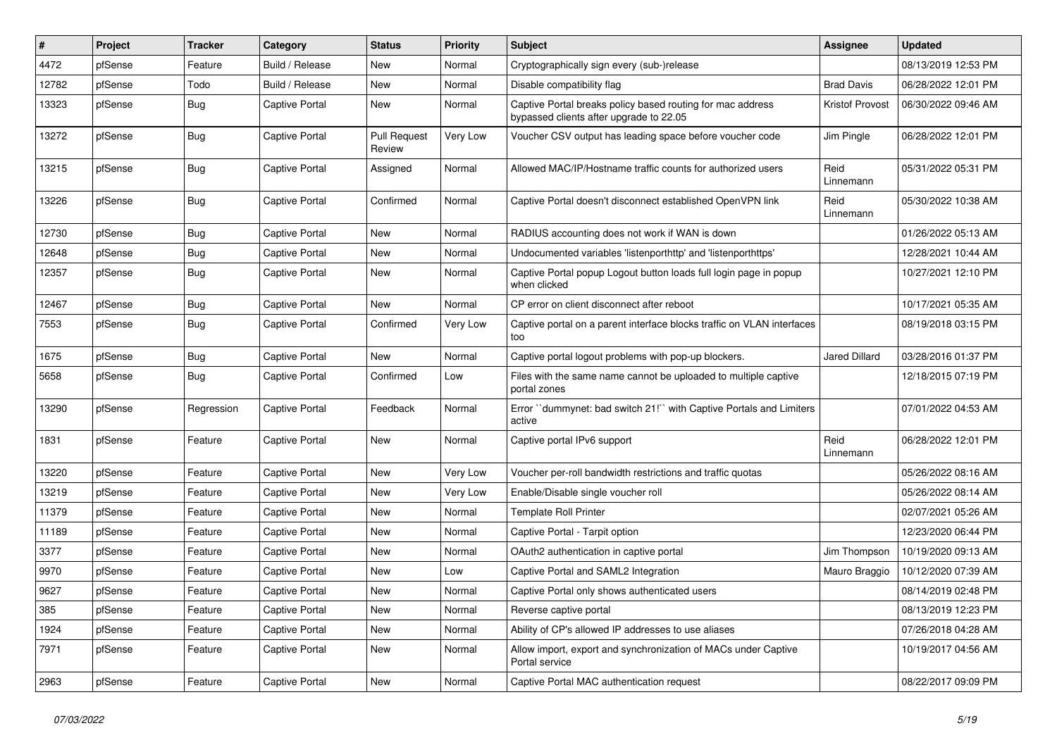| # | Project | Tracker | Category | Status | Priority | Subject | Assignee | Updated |
|---|---|---|---|---|---|---|---|---|
| 4472 | pfSense | Feature | Build / Release | New | Normal | Cryptographically sign every (sub-)release | | 08/13/2019 12:53 PM |
| 12782 | pfSense | Todo | Build / Release | New | Normal | Disable compatibility flag | Brad Davis | 06/28/2022 12:01 PM |
| 13323 | pfSense | Bug | Captive Portal | New | Normal | Captive Portal breaks policy based routing for mac address bypassed clients after upgrade to 22.05 | Kristof Provost | 06/30/2022 09:46 AM |
| 13272 | pfSense | Bug | Captive Portal | Pull Request Review | Very Low | Voucher CSV output has leading space before voucher code | Jim Pingle | 06/28/2022 12:01 PM |
| 13215 | pfSense | Bug | Captive Portal | Assigned | Normal | Allowed MAC/IP/Hostname traffic counts for authorized users | Reid Linnemann | 05/31/2022 05:31 PM |
| 13226 | pfSense | Bug | Captive Portal | Confirmed | Normal | Captive Portal doesn't disconnect established OpenVPN link | Reid Linnemann | 05/30/2022 10:38 AM |
| 12730 | pfSense | Bug | Captive Portal | New | Normal | RADIUS accounting does not work if WAN is down | | 01/26/2022 05:13 AM |
| 12648 | pfSense | Bug | Captive Portal | New | Normal | Undocumented variables 'listenporthttp' and 'listenporthttps' | | 12/28/2021 10:44 AM |
| 12357 | pfSense | Bug | Captive Portal | New | Normal | Captive Portal popup Logout button loads full login page in popup when clicked | | 10/27/2021 12:10 PM |
| 12467 | pfSense | Bug | Captive Portal | New | Normal | CP error on client disconnect after reboot | | 10/17/2021 05:35 AM |
| 7553 | pfSense | Bug | Captive Portal | Confirmed | Very Low | Captive portal on a parent interface blocks traffic on VLAN interfaces too | | 08/19/2018 03:15 PM |
| 1675 | pfSense | Bug | Captive Portal | New | Normal | Captive portal logout problems with pop-up blockers. | Jared Dillard | 03/28/2016 01:37 PM |
| 5658 | pfSense | Bug | Captive Portal | Confirmed | Low | Files with the same name cannot be uploaded to multiple captive portal zones | | 12/18/2015 07:19 PM |
| 13290 | pfSense | Regression | Captive Portal | Feedback | Normal | Error ``dummynet: bad switch 21!`` with Captive Portals and Limiters active | | 07/01/2022 04:53 AM |
| 1831 | pfSense | Feature | Captive Portal | New | Normal | Captive portal IPv6 support | Reid Linnemann | 06/28/2022 12:01 PM |
| 13220 | pfSense | Feature | Captive Portal | New | Very Low | Voucher per-roll bandwidth restrictions and traffic quotas | | 05/26/2022 08:16 AM |
| 13219 | pfSense | Feature | Captive Portal | New | Very Low | Enable/Disable single voucher roll | | 05/26/2022 08:14 AM |
| 11379 | pfSense | Feature | Captive Portal | New | Normal | Template Roll Printer | | 02/07/2021 05:26 AM |
| 11189 | pfSense | Feature | Captive Portal | New | Normal | Captive Portal - Tarpit option | | 12/23/2020 06:44 PM |
| 3377 | pfSense | Feature | Captive Portal | New | Normal | OAuth2 authentication in captive portal | Jim Thompson | 10/19/2020 09:13 AM |
| 9970 | pfSense | Feature | Captive Portal | New | Low | Captive Portal and SAML2 Integration | Mauro Braggio | 10/12/2020 07:39 AM |
| 9627 | pfSense | Feature | Captive Portal | New | Normal | Captive Portal only shows authenticated users | | 08/14/2019 02:48 PM |
| 385 | pfSense | Feature | Captive Portal | New | Normal | Reverse captive portal | | 08/13/2019 12:23 PM |
| 1924 | pfSense | Feature | Captive Portal | New | Normal | Ability of CP's allowed IP addresses to use aliases | | 07/26/2018 04:28 AM |
| 7971 | pfSense | Feature | Captive Portal | New | Normal | Allow import, export and synchronization of MACs under Captive Portal service | | 10/19/2017 04:56 AM |
| 2963 | pfSense | Feature | Captive Portal | New | Normal | Captive Portal MAC authentication request | | 08/22/2017 09:09 PM |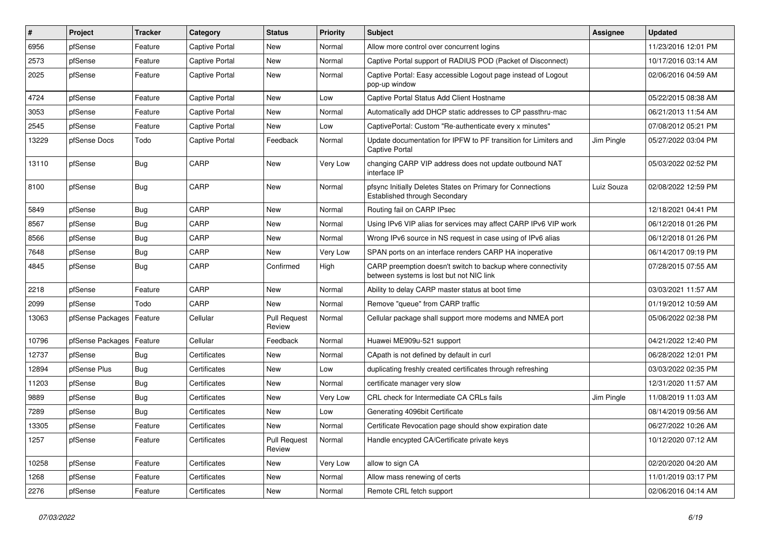| # | Project | Tracker | Category | Status | Priority | Subject | Assignee | Updated |
|---|---|---|---|---|---|---|---|---|
| 6956 | pfSense | Feature | Captive Portal | New | Normal | Allow more control over concurrent logins | | 11/23/2016 12:01 PM |
| 2573 | pfSense | Feature | Captive Portal | New | Normal | Captive Portal support of RADIUS POD (Packet of Disconnect) | | 10/17/2016 03:14 AM |
| 2025 | pfSense | Feature | Captive Portal | New | Normal | Captive Portal: Easy accessible Logout page instead of Logout pop-up window | | 02/06/2016 04:59 AM |
| 4724 | pfSense | Feature | Captive Portal | New | Low | Captive Portal Status Add Client Hostname | | 05/22/2015 08:38 AM |
| 3053 | pfSense | Feature | Captive Portal | New | Normal | Automatically add DHCP static addresses to CP passthru-mac | | 06/21/2013 11:54 AM |
| 2545 | pfSense | Feature | Captive Portal | New | Low | CaptivePortal: Custom "Re-authenticate every x minutes" | | 07/08/2012 05:21 PM |
| 13229 | pfSense Docs | Todo | Captive Portal | Feedback | Normal | Update documentation for IPFW to PF transition for Limiters and Captive Portal | Jim Pingle | 05/27/2022 03:04 PM |
| 13110 | pfSense | Bug | CARP | New | Very Low | changing CARP VIP address does not update outbound NAT interface IP | | 05/03/2022 02:52 PM |
| 8100 | pfSense | Bug | CARP | New | Normal | pfsync Initially Deletes States on Primary for Connections Established through Secondary | Luiz Souza | 02/08/2022 12:59 PM |
| 5849 | pfSense | Bug | CARP | New | Normal | Routing fail on CARP IPsec | | 12/18/2021 04:41 PM |
| 8567 | pfSense | Bug | CARP | New | Normal | Using IPv6 VIP alias for services may affect CARP IPv6 VIP work | | 06/12/2018 01:26 PM |
| 8566 | pfSense | Bug | CARP | New | Normal | Wrong IPv6 source in NS request in case using of IPv6 alias | | 06/12/2018 01:26 PM |
| 7648 | pfSense | Bug | CARP | New | Very Low | SPAN ports on an interface renders CARP HA inoperative | | 06/14/2017 09:19 PM |
| 4845 | pfSense | Bug | CARP | Confirmed | High | CARP preemption doesn't switch to backup where connectivity between systems is lost but not NIC link | | 07/28/2015 07:55 AM |
| 2218 | pfSense | Feature | CARP | New | Normal | Ability to delay CARP master status at boot time | | 03/03/2021 11:57 AM |
| 2099 | pfSense | Todo | CARP | New | Normal | Remove "queue" from CARP traffic | | 01/19/2012 10:59 AM |
| 13063 | pfSense Packages | Feature | Cellular | Pull Request Review | Normal | Cellular package shall support more modems and NMEA port | | 05/06/2022 02:38 PM |
| 10796 | pfSense Packages | Feature | Cellular | Feedback | Normal | Huawei ME909u-521 support | | 04/21/2022 12:40 PM |
| 12737 | pfSense | Bug | Certificates | New | Normal | CApath is not defined by default in curl | | 06/28/2022 12:01 PM |
| 12894 | pfSense Plus | Bug | Certificates | New | Low | duplicating freshly created certificates through refreshing | | 03/03/2022 02:35 PM |
| 11203 | pfSense | Bug | Certificates | New | Normal | certificate manager very slow | | 12/31/2020 11:57 AM |
| 9889 | pfSense | Bug | Certificates | New | Very Low | CRL check for Intermediate CA CRLs fails | Jim Pingle | 11/08/2019 11:03 AM |
| 7289 | pfSense | Bug | Certificates | New | Low | Generating 4096bit Certificate | | 08/14/2019 09:56 AM |
| 13305 | pfSense | Feature | Certificates | New | Normal | Certificate Revocation page should show expiration date | | 06/27/2022 10:26 AM |
| 1257 | pfSense | Feature | Certificates | Pull Request Review | Normal | Handle encypted CA/Certificate private keys | | 10/12/2020 07:12 AM |
| 10258 | pfSense | Feature | Certificates | New | Very Low | allow to sign CA | | 02/20/2020 04:20 AM |
| 1268 | pfSense | Feature | Certificates | New | Normal | Allow mass renewing of certs | | 11/01/2019 03:17 PM |
| 2276 | pfSense | Feature | Certificates | New | Normal | Remote CRL fetch support | | 02/06/2016 04:14 AM |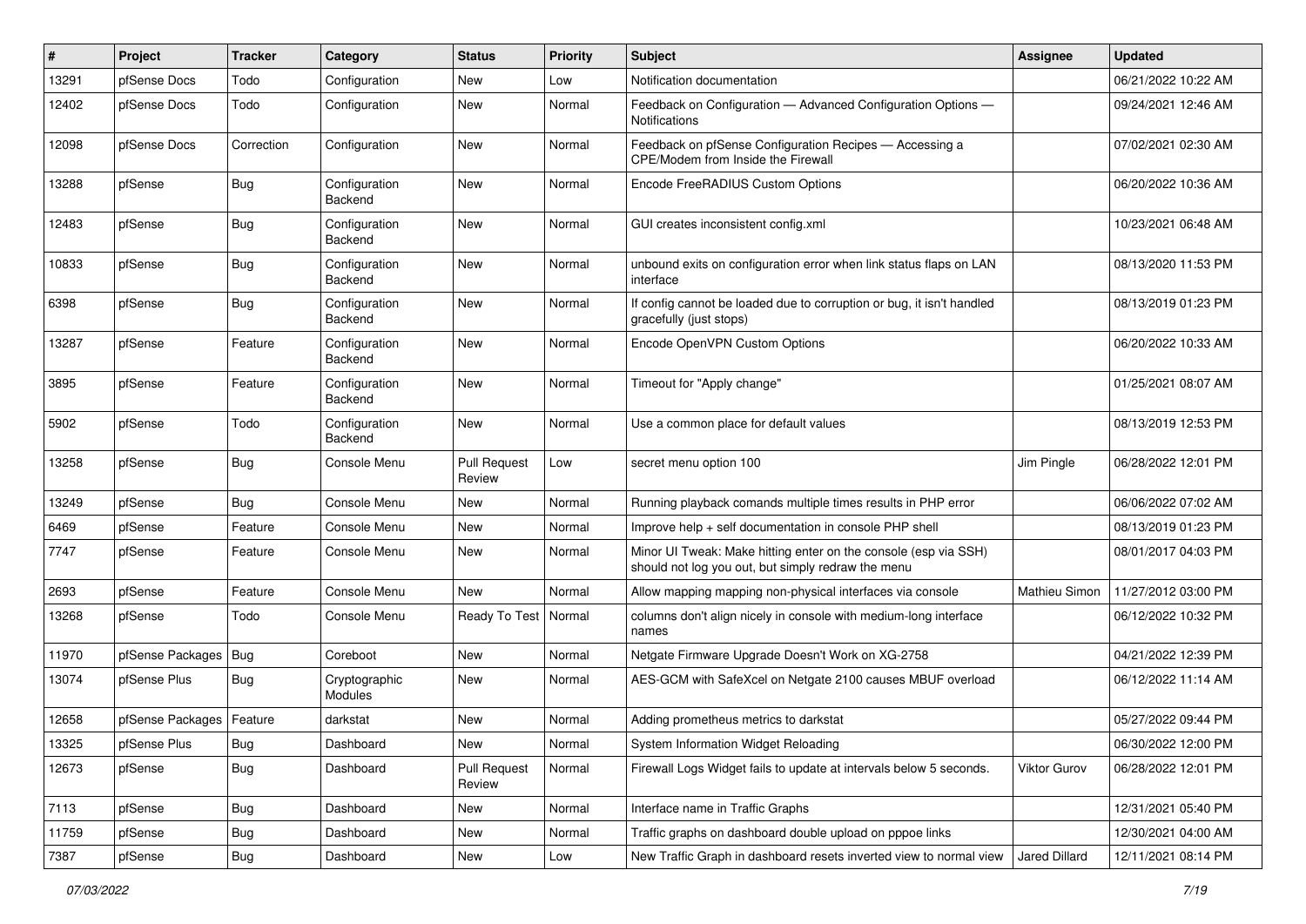| # | Project | Tracker | Category | Status | Priority | Subject | Assignee | Updated |
|---|---|---|---|---|---|---|---|---|
| 13291 | pfSense Docs | Todo | Configuration | New | Low | Notification documentation | | 06/21/2022 10:22 AM |
| 12402 | pfSense Docs | Todo | Configuration | New | Normal | Feedback on Configuration — Advanced Configuration Options — Notifications | | 09/24/2021 12:46 AM |
| 12098 | pfSense Docs | Correction | Configuration | New | Normal | Feedback on pfSense Configuration Recipes — Accessing a CPE/Modem from Inside the Firewall | | 07/02/2021 02:30 AM |
| 13288 | pfSense | Bug | Configuration Backend | New | Normal | Encode FreeRADIUS Custom Options | | 06/20/2022 10:36 AM |
| 12483 | pfSense | Bug | Configuration Backend | New | Normal | GUI creates inconsistent config.xml | | 10/23/2021 06:48 AM |
| 10833 | pfSense | Bug | Configuration Backend | New | Normal | unbound exits on configuration error when link status flaps on LAN interface | | 08/13/2020 11:53 PM |
| 6398 | pfSense | Bug | Configuration Backend | New | Normal | If config cannot be loaded due to corruption or bug, it isn't handled gracefully (just stops) | | 08/13/2019 01:23 PM |
| 13287 | pfSense | Feature | Configuration Backend | New | Normal | Encode OpenVPN Custom Options | | 06/20/2022 10:33 AM |
| 3895 | pfSense | Feature | Configuration Backend | New | Normal | Timeout for "Apply change" | | 01/25/2021 08:07 AM |
| 5902 | pfSense | Todo | Configuration Backend | New | Normal | Use a common place for default values | | 08/13/2019 12:53 PM |
| 13258 | pfSense | Bug | Console Menu | Pull Request Review | Low | secret menu option 100 | Jim Pingle | 06/28/2022 12:01 PM |
| 13249 | pfSense | Bug | Console Menu | New | Normal | Running playback comands multiple times results in PHP error | | 06/06/2022 07:02 AM |
| 6469 | pfSense | Feature | Console Menu | New | Normal | Improve help + self documentation in console PHP shell | | 08/13/2019 01:23 PM |
| 7747 | pfSense | Feature | Console Menu | New | Normal | Minor UI Tweak: Make hitting enter on the console (esp via SSH) should not log you out, but simply redraw the menu | | 08/01/2017 04:03 PM |
| 2693 | pfSense | Feature | Console Menu | New | Normal | Allow mapping mapping non-physical interfaces via console | Mathieu Simon | 11/27/2012 03:00 PM |
| 13268 | pfSense | Todo | Console Menu | Ready To Test | Normal | columns don't align nicely in console with medium-long interface names | | 06/12/2022 10:32 PM |
| 11970 | pfSense Packages | Bug | Coreboot | New | Normal | Netgate Firmware Upgrade Doesn't Work on XG-2758 | | 04/21/2022 12:39 PM |
| 13074 | pfSense Plus | Bug | Cryptographic Modules | New | Normal | AES-GCM with SafeXcel on Netgate 2100 causes MBUF overload | | 06/12/2022 11:14 AM |
| 12658 | pfSense Packages | Feature | darkstat | New | Normal | Adding prometheus metrics to darkstat | | 05/27/2022 09:44 PM |
| 13325 | pfSense Plus | Bug | Dashboard | New | Normal | System Information Widget Reloading | | 06/30/2022 12:00 PM |
| 12673 | pfSense | Bug | Dashboard | Pull Request Review | Normal | Firewall Logs Widget fails to update at intervals below 5 seconds. | Viktor Gurov | 06/28/2022 12:01 PM |
| 7113 | pfSense | Bug | Dashboard | New | Normal | Interface name in Traffic Graphs | | 12/31/2021 05:40 PM |
| 11759 | pfSense | Bug | Dashboard | New | Normal | Traffic graphs on dashboard double upload on pppoe links | | 12/30/2021 04:00 AM |
| 7387 | pfSense | Bug | Dashboard | New | Low | New Traffic Graph in dashboard resets inverted view to normal view | Jared Dillard | 12/11/2021 08:14 PM |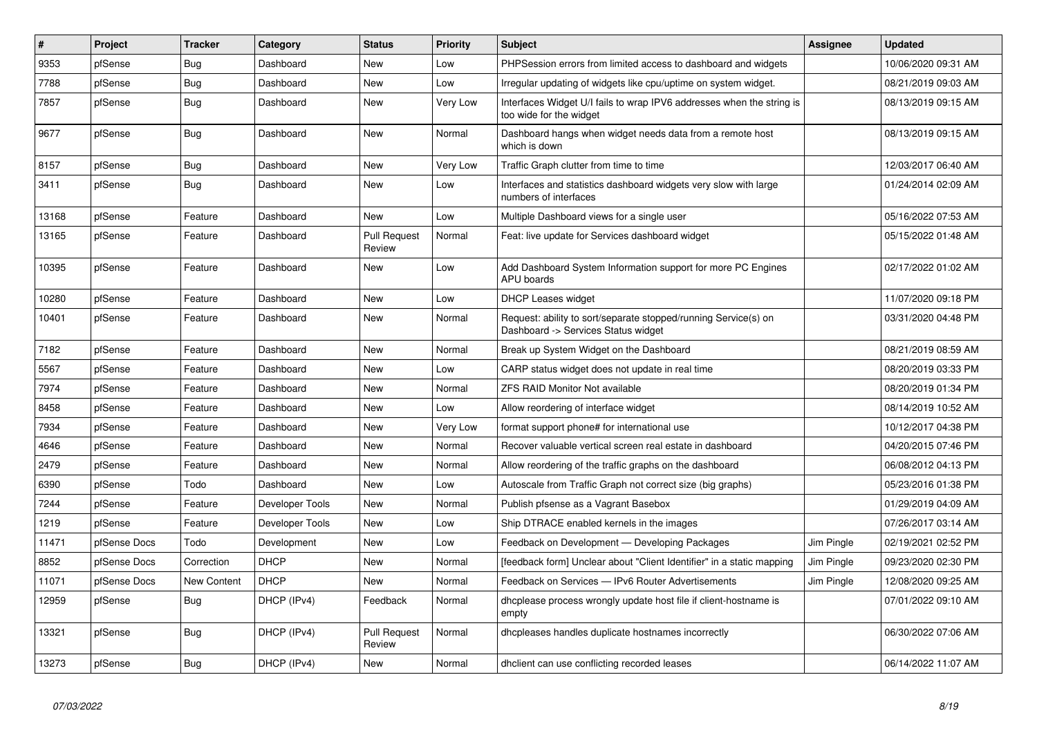| # | Project | Tracker | Category | Status | Priority | Subject | Assignee | Updated |
|---|---|---|---|---|---|---|---|---|
| 9353 | pfSense | Bug | Dashboard | New | Low | PHPSession errors from limited access to dashboard and widgets | | 10/06/2020 09:31 AM |
| 7788 | pfSense | Bug | Dashboard | New | Low | Irregular updating of widgets like cpu/uptime on system widget. | | 08/21/2019 09:03 AM |
| 7857 | pfSense | Bug | Dashboard | New | Very Low | Interfaces Widget U/I fails to wrap IPV6 addresses when the string is too wide for the widget | | 08/13/2019 09:15 AM |
| 9677 | pfSense | Bug | Dashboard | New | Normal | Dashboard hangs when widget needs data from a remote host which is down | | 08/13/2019 09:15 AM |
| 8157 | pfSense | Bug | Dashboard | New | Very Low | Traffic Graph clutter from time to time | | 12/03/2017 06:40 AM |
| 3411 | pfSense | Bug | Dashboard | New | Low | Interfaces and statistics dashboard widgets very slow with large numbers of interfaces | | 01/24/2014 02:09 AM |
| 13168 | pfSense | Feature | Dashboard | New | Low | Multiple Dashboard views for a single user | | 05/16/2022 07:53 AM |
| 13165 | pfSense | Feature | Dashboard | Pull Request Review | Normal | Feat: live update for Services dashboard widget | | 05/15/2022 01:48 AM |
| 10395 | pfSense | Feature | Dashboard | New | Low | Add Dashboard System Information support for more PC Engines APU boards | | 02/17/2022 01:02 AM |
| 10280 | pfSense | Feature | Dashboard | New | Low | DHCP Leases widget | | 11/07/2020 09:18 PM |
| 10401 | pfSense | Feature | Dashboard | New | Normal | Request: ability to sort/separate stopped/running Service(s) on Dashboard -> Services Status widget | | 03/31/2020 04:48 PM |
| 7182 | pfSense | Feature | Dashboard | New | Normal | Break up System Widget on the Dashboard | | 08/21/2019 08:59 AM |
| 5567 | pfSense | Feature | Dashboard | New | Low | CARP status widget does not update in real time | | 08/20/2019 03:33 PM |
| 7974 | pfSense | Feature | Dashboard | New | Normal | ZFS RAID Monitor Not available | | 08/20/2019 01:34 PM |
| 8458 | pfSense | Feature | Dashboard | New | Low | Allow reordering of interface widget | | 08/14/2019 10:52 AM |
| 7934 | pfSense | Feature | Dashboard | New | Very Low | format support phone# for international use | | 10/12/2017 04:38 PM |
| 4646 | pfSense | Feature | Dashboard | New | Normal | Recover valuable vertical screen real estate in dashboard | | 04/20/2015 07:46 PM |
| 2479 | pfSense | Feature | Dashboard | New | Normal | Allow reordering of the traffic graphs on the dashboard | | 06/08/2012 04:13 PM |
| 6390 | pfSense | Todo | Dashboard | New | Low | Autoscale from Traffic Graph not correct size (big graphs) | | 05/23/2016 01:38 PM |
| 7244 | pfSense | Feature | Developer Tools | New | Normal | Publish pfsense as a Vagrant Basebox | | 01/29/2019 04:09 AM |
| 1219 | pfSense | Feature | Developer Tools | New | Low | Ship DTRACE enabled kernels in the images | | 07/26/2017 03:14 AM |
| 11471 | pfSense Docs | Todo | Development | New | Low | Feedback on Development — Developing Packages | Jim Pingle | 02/19/2021 02:52 PM |
| 8852 | pfSense Docs | Correction | DHCP | New | Normal | [feedback form] Unclear about "Client Identifier" in a static mapping | Jim Pingle | 09/23/2020 02:30 PM |
| 11071 | pfSense Docs | New Content | DHCP | New | Normal | Feedback on Services — IPv6 Router Advertisements | Jim Pingle | 12/08/2020 09:25 AM |
| 12959 | pfSense | Bug | DHCP (IPv4) | Feedback | Normal | dhcplease process wrongly update host file if client-hostname is empty | | 07/01/2022 09:10 AM |
| 13321 | pfSense | Bug | DHCP (IPv4) | Pull Request Review | Normal | dhcpleases handles duplicate hostnames incorrectly | | 06/30/2022 07:06 AM |
| 13273 | pfSense | Bug | DHCP (IPv4) | New | Normal | dhclient can use conflicting recorded leases | | 06/14/2022 11:07 AM |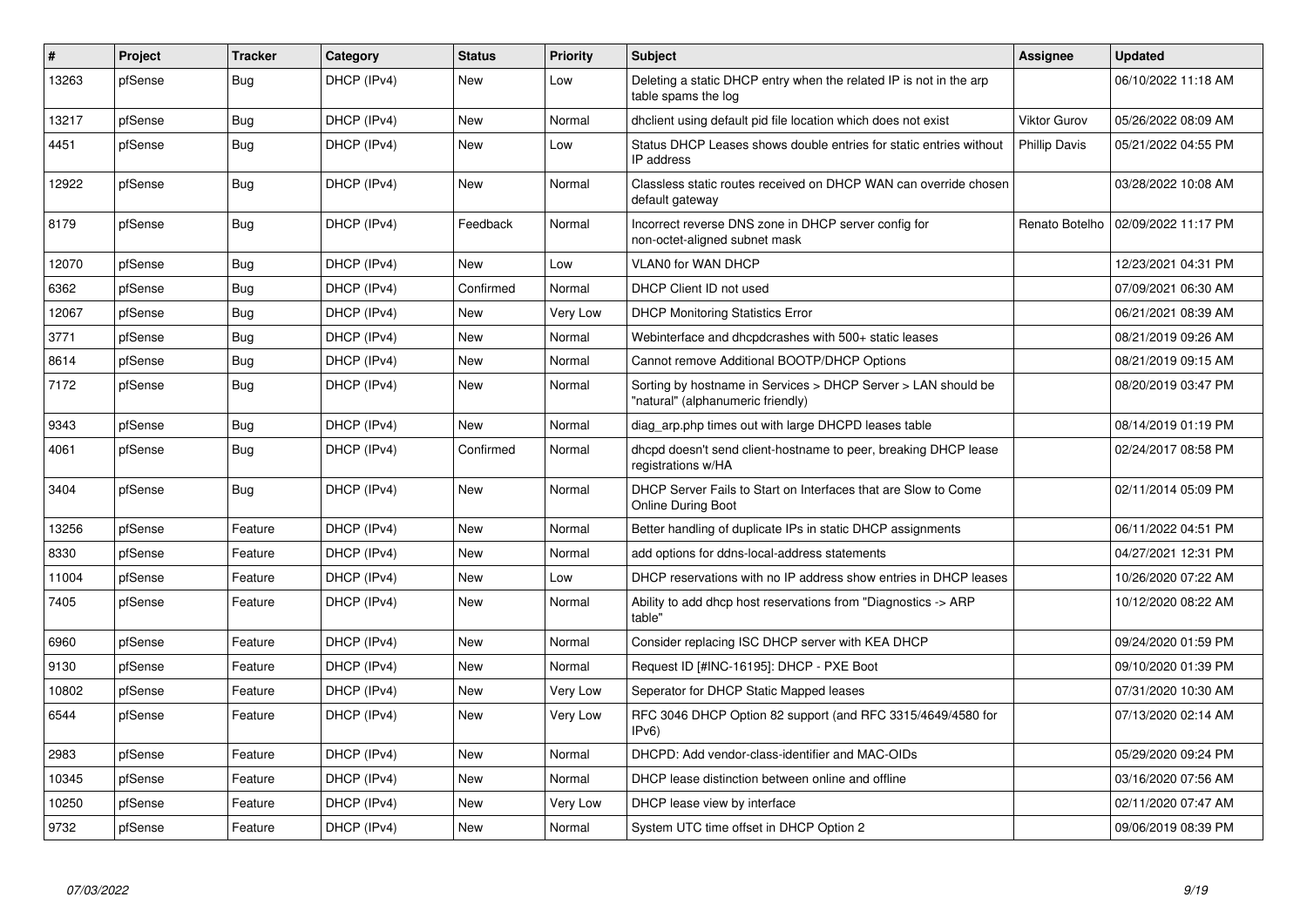| # | Project | Tracker | Category | Status | Priority | Subject | Assignee | Updated |
|---|---|---|---|---|---|---|---|---|
| 13263 | pfSense | Bug | DHCP (IPv4) | New | Low | Deleting a static DHCP entry when the related IP is not in the arp table spams the log | | 06/10/2022 11:18 AM |
| 13217 | pfSense | Bug | DHCP (IPv4) | New | Normal | dhclient using default pid file location which does not exist | Viktor Gurov | 05/26/2022 08:09 AM |
| 4451 | pfSense | Bug | DHCP (IPv4) | New | Low | Status DHCP Leases shows double entries for static entries without IP address | Phillip Davis | 05/21/2022 04:55 PM |
| 12922 | pfSense | Bug | DHCP (IPv4) | New | Normal | Classless static routes received on DHCP WAN can override chosen default gateway | | 03/28/2022 10:08 AM |
| 8179 | pfSense | Bug | DHCP (IPv4) | Feedback | Normal | Incorrect reverse DNS zone in DHCP server config for non-octet-aligned subnet mask | Renato Botelho | 02/09/2022 11:17 PM |
| 12070 | pfSense | Bug | DHCP (IPv4) | New | Low | VLAN0 for WAN DHCP | | 12/23/2021 04:31 PM |
| 6362 | pfSense | Bug | DHCP (IPv4) | Confirmed | Normal | DHCP Client ID not used | | 07/09/2021 06:30 AM |
| 12067 | pfSense | Bug | DHCP (IPv4) | New | Very Low | DHCP Monitoring Statistics Error | | 06/21/2021 08:39 AM |
| 3771 | pfSense | Bug | DHCP (IPv4) | New | Normal | Webinterface and dhcpdcrashes with 500+ static leases | | 08/21/2019 09:26 AM |
| 8614 | pfSense | Bug | DHCP (IPv4) | New | Normal | Cannot remove Additional BOOTP/DHCP Options | | 08/21/2019 09:15 AM |
| 7172 | pfSense | Bug | DHCP (IPv4) | New | Normal | Sorting by hostname in Services > DHCP Server > LAN should be "natural" (alphanumeric friendly) | | 08/20/2019 03:47 PM |
| 9343 | pfSense | Bug | DHCP (IPv4) | New | Normal | diag_arp.php times out with large DHCPD leases table | | 08/14/2019 01:19 PM |
| 4061 | pfSense | Bug | DHCP (IPv4) | Confirmed | Normal | dhcpd doesn't send client-hostname to peer, breaking DHCP lease registrations w/HA | | 02/24/2017 08:58 PM |
| 3404 | pfSense | Bug | DHCP (IPv4) | New | Normal | DHCP Server Fails to Start on Interfaces that are Slow to Come Online During Boot | | 02/11/2014 05:09 PM |
| 13256 | pfSense | Feature | DHCP (IPv4) | New | Normal | Better handling of duplicate IPs in static DHCP assignments | | 06/11/2022 04:51 PM |
| 8330 | pfSense | Feature | DHCP (IPv4) | New | Normal | add options for ddns-local-address statements | | 04/27/2021 12:31 PM |
| 11004 | pfSense | Feature | DHCP (IPv4) | New | Low | DHCP reservations with no IP address show entries in DHCP leases | | 10/26/2020 07:22 AM |
| 7405 | pfSense | Feature | DHCP (IPv4) | New | Normal | Ability to add dhcp host reservations from "Diagnostics -> ARP table" | | 10/12/2020 08:22 AM |
| 6960 | pfSense | Feature | DHCP (IPv4) | New | Normal | Consider replacing ISC DHCP server with KEA DHCP | | 09/24/2020 01:59 PM |
| 9130 | pfSense | Feature | DHCP (IPv4) | New | Normal | Request ID [#INC-16195]: DHCP - PXE Boot | | 09/10/2020 01:39 PM |
| 10802 | pfSense | Feature | DHCP (IPv4) | New | Very Low | Seperator for DHCP Static Mapped leases | | 07/31/2020 10:30 AM |
| 6544 | pfSense | Feature | DHCP (IPv4) | New | Very Low | RFC 3046 DHCP Option 82 support (and RFC 3315/4649/4580 for IPv6) | | 07/13/2020 02:14 AM |
| 2983 | pfSense | Feature | DHCP (IPv4) | New | Normal | DHCPD: Add vendor-class-identifier and MAC-OIDs | | 05/29/2020 09:24 PM |
| 10345 | pfSense | Feature | DHCP (IPv4) | New | Normal | DHCP lease distinction between online and offline | | 03/16/2020 07:56 AM |
| 10250 | pfSense | Feature | DHCP (IPv4) | New | Very Low | DHCP lease view by interface | | 02/11/2020 07:47 AM |
| 9732 | pfSense | Feature | DHCP (IPv4) | New | Normal | System UTC time offset in DHCP Option 2 | | 09/06/2019 08:39 PM |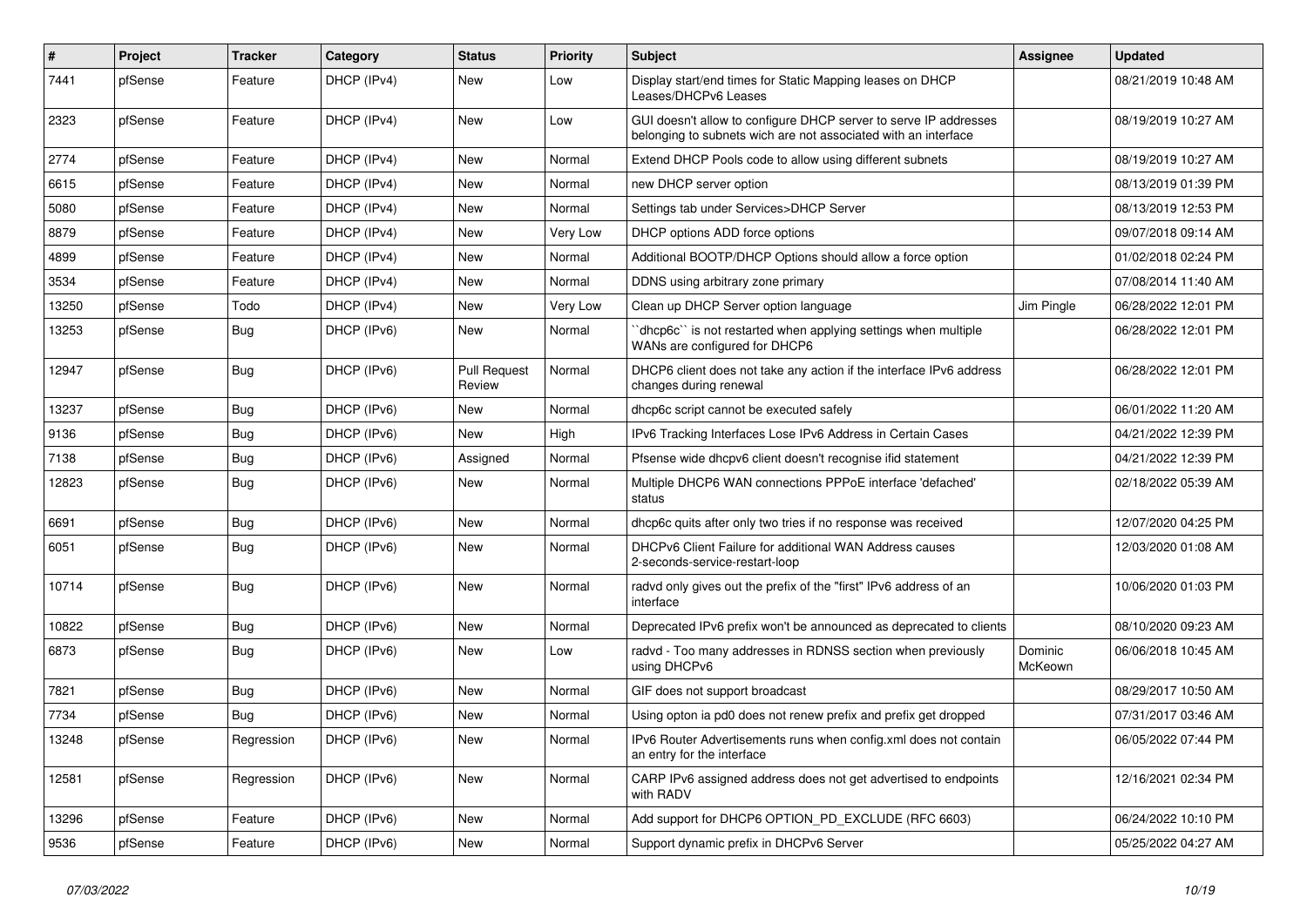| # | Project | Tracker | Category | Status | Priority | Subject | Assignee | Updated |
|---|---|---|---|---|---|---|---|---|
| 7441 | pfSense | Feature | DHCP (IPv4) | New | Low | Display start/end times for Static Mapping leases on DHCP Leases/DHCPv6 Leases | | 08/21/2019 10:48 AM |
| 2323 | pfSense | Feature | DHCP (IPv4) | New | Low | GUI doesn't allow to configure DHCP server to serve IP addresses belonging to subnets wich are not associated with an interface | | 08/19/2019 10:27 AM |
| 2774 | pfSense | Feature | DHCP (IPv4) | New | Normal | Extend DHCP Pools code to allow using different subnets | | 08/19/2019 10:27 AM |
| 6615 | pfSense | Feature | DHCP (IPv4) | New | Normal | new DHCP server option | | 08/13/2019 01:39 PM |
| 5080 | pfSense | Feature | DHCP (IPv4) | New | Normal | Settings tab under Services>DHCP Server | | 08/13/2019 12:53 PM |
| 8879 | pfSense | Feature | DHCP (IPv4) | New | Very Low | DHCP options ADD force options | | 09/07/2018 09:14 AM |
| 4899 | pfSense | Feature | DHCP (IPv4) | New | Normal | Additional BOOTP/DHCP Options should allow a force option | | 01/02/2018 02:24 PM |
| 3534 | pfSense | Feature | DHCP (IPv4) | New | Normal | DDNS using arbitrary zone primary | | 07/08/2014 11:40 AM |
| 13250 | pfSense | Todo | DHCP (IPv4) | New | Very Low | Clean up DHCP Server option language | Jim Pingle | 06/28/2022 12:01 PM |
| 13253 | pfSense | Bug | DHCP (IPv6) | New | Normal | ``dhcp6c`` is not restarted when applying settings when multiple WANs are configured for DHCP6 | | 06/28/2022 12:01 PM |
| 12947 | pfSense | Bug | DHCP (IPv6) | Pull Request Review | Normal | DHCP6 client does not take any action if the interface IPv6 address changes during renewal | | 06/28/2022 12:01 PM |
| 13237 | pfSense | Bug | DHCP (IPv6) | New | Normal | dhcp6c script cannot be executed safely | | 06/01/2022 11:20 AM |
| 9136 | pfSense | Bug | DHCP (IPv6) | New | High | IPv6 Tracking Interfaces Lose IPv6 Address in Certain Cases | | 04/21/2022 12:39 PM |
| 7138 | pfSense | Bug | DHCP (IPv6) | Assigned | Normal | Pfsense wide dhcpv6 client doesn't recognise ifid statement | | 04/21/2022 12:39 PM |
| 12823 | pfSense | Bug | DHCP (IPv6) | New | Normal | Multiple DHCP6 WAN connections PPPoE interface 'defached' status | | 02/18/2022 05:39 AM |
| 6691 | pfSense | Bug | DHCP (IPv6) | New | Normal | dhcp6c quits after only two tries if no response was received | | 12/07/2020 04:25 PM |
| 6051 | pfSense | Bug | DHCP (IPv6) | New | Normal | DHCPv6 Client Failure for additional WAN Address causes 2-seconds-service-restart-loop | | 12/03/2020 01:08 AM |
| 10714 | pfSense | Bug | DHCP (IPv6) | New | Normal | radvd only gives out the prefix of the "first" IPv6 address of an interface | | 10/06/2020 01:03 PM |
| 10822 | pfSense | Bug | DHCP (IPv6) | New | Normal | Deprecated IPv6 prefix won't be announced as deprecated to clients | | 08/10/2020 09:23 AM |
| 6873 | pfSense | Bug | DHCP (IPv6) | New | Low | radvd - Too many addresses in RDNSS section when previously using DHCPv6 | Dominic McKeown | 06/06/2018 10:45 AM |
| 7821 | pfSense | Bug | DHCP (IPv6) | New | Normal | GIF does not support broadcast | | 08/29/2017 10:50 AM |
| 7734 | pfSense | Bug | DHCP (IPv6) | New | Normal | Using opton ia pd0 does not renew prefix and prefix get dropped | | 07/31/2017 03:46 AM |
| 13248 | pfSense | Regression | DHCP (IPv6) | New | Normal | IPv6 Router Advertisements runs when config.xml does not contain an entry for the interface | | 06/05/2022 07:44 PM |
| 12581 | pfSense | Regression | DHCP (IPv6) | New | Normal | CARP IPv6 assigned address does not get advertised to endpoints with RADV | | 12/16/2021 02:34 PM |
| 13296 | pfSense | Feature | DHCP (IPv6) | New | Normal | Add support for DHCP6 OPTION_PD_EXCLUDE (RFC 6603) | | 06/24/2022 10:10 PM |
| 9536 | pfSense | Feature | DHCP (IPv6) | New | Normal | Support dynamic prefix in DHCPv6 Server | | 05/25/2022 04:27 AM |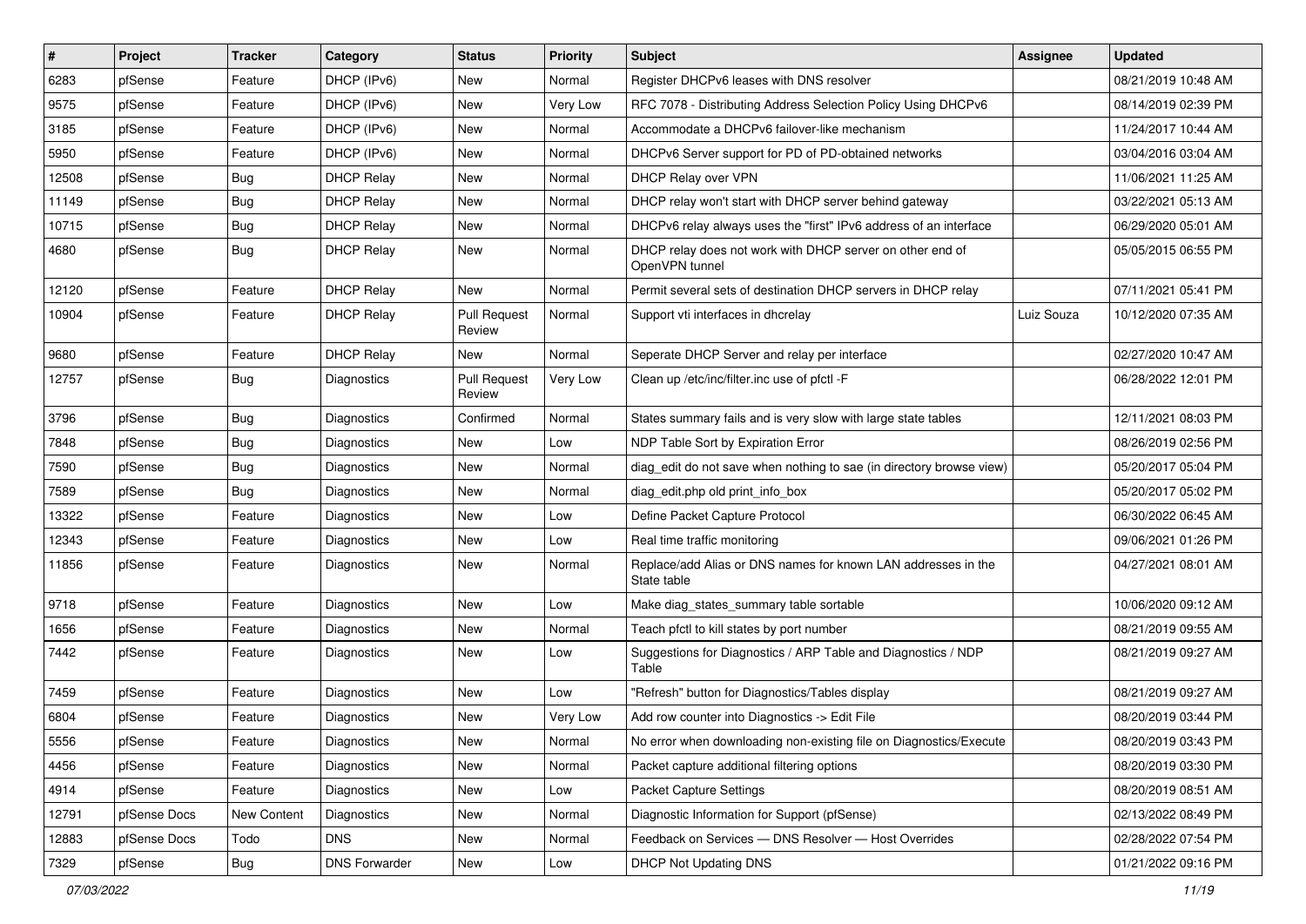| # | Project | Tracker | Category | Status | Priority | Subject | Assignee | Updated |
|---|---|---|---|---|---|---|---|---|
| 6283 | pfSense | Feature | DHCP (IPv6) | New | Normal | Register DHCPv6 leases with DNS resolver | | 08/21/2019 10:48 AM |
| 9575 | pfSense | Feature | DHCP (IPv6) | New | Very Low | RFC 7078 - Distributing Address Selection Policy Using DHCPv6 | | 08/14/2019 02:39 PM |
| 3185 | pfSense | Feature | DHCP (IPv6) | New | Normal | Accommodate a DHCPv6 failover-like mechanism | | 11/24/2017 10:44 AM |
| 5950 | pfSense | Feature | DHCP (IPv6) | New | Normal | DHCPv6 Server support for PD of PD-obtained networks | | 03/04/2016 03:04 AM |
| 12508 | pfSense | Bug | DHCP Relay | New | Normal | DHCP Relay over VPN | | 11/06/2021 11:25 AM |
| 11149 | pfSense | Bug | DHCP Relay | New | Normal | DHCP relay won't start with DHCP server behind gateway | | 03/22/2021 05:13 AM |
| 10715 | pfSense | Bug | DHCP Relay | New | Normal | DHCPv6 relay always uses the "first" IPv6 address of an interface | | 06/29/2020 05:01 AM |
| 4680 | pfSense | Bug | DHCP Relay | New | Normal | DHCP relay does not work with DHCP server on other end of OpenVPN tunnel | | 05/05/2015 06:55 PM |
| 12120 | pfSense | Feature | DHCP Relay | New | Normal | Permit several sets of destination DHCP servers in DHCP relay | | 07/11/2021 05:41 PM |
| 10904 | pfSense | Feature | DHCP Relay | Pull Request Review | Normal | Support vti interfaces in dhcrelay | Luiz Souza | 10/12/2020 07:35 AM |
| 9680 | pfSense | Feature | DHCP Relay | New | Normal | Seperate DHCP Server and relay per interface | | 02/27/2020 10:47 AM |
| 12757 | pfSense | Bug | Diagnostics | Pull Request Review | Very Low | Clean up /etc/inc/filter.inc use of pfctl -F | | 06/28/2022 12:01 PM |
| 3796 | pfSense | Bug | Diagnostics | Confirmed | Normal | States summary fails and is very slow with large state tables | | 12/11/2021 08:03 PM |
| 7848 | pfSense | Bug | Diagnostics | New | Low | NDP Table Sort by Expiration Error | | 08/26/2019 02:56 PM |
| 7590 | pfSense | Bug | Diagnostics | New | Normal | diag_edit do not save when nothing to sae (in directory browse view) | | 05/20/2017 05:04 PM |
| 7589 | pfSense | Bug | Diagnostics | New | Normal | diag_edit.php old print_info_box | | 05/20/2017 05:02 PM |
| 13322 | pfSense | Feature | Diagnostics | New | Low | Define Packet Capture Protocol | | 06/30/2022 06:45 AM |
| 12343 | pfSense | Feature | Diagnostics | New | Low | Real time traffic monitoring | | 09/06/2021 01:26 PM |
| 11856 | pfSense | Feature | Diagnostics | New | Normal | Replace/add Alias or DNS names for known LAN addresses in the State table | | 04/27/2021 08:01 AM |
| 9718 | pfSense | Feature | Diagnostics | New | Low | Make diag_states_summary table sortable | | 10/06/2020 09:12 AM |
| 1656 | pfSense | Feature | Diagnostics | New | Normal | Teach pfctl to kill states by port number | | 08/21/2019 09:55 AM |
| 7442 | pfSense | Feature | Diagnostics | New | Low | Suggestions for Diagnostics / ARP Table and Diagnostics / NDP Table | | 08/21/2019 09:27 AM |
| 7459 | pfSense | Feature | Diagnostics | New | Low | "Refresh" button for Diagnostics/Tables display | | 08/21/2019 09:27 AM |
| 6804 | pfSense | Feature | Diagnostics | New | Very Low | Add row counter into Diagnostics -> Edit File | | 08/20/2019 03:44 PM |
| 5556 | pfSense | Feature | Diagnostics | New | Normal | No error when downloading non-existing file on Diagnostics/Execute | | 08/20/2019 03:43 PM |
| 4456 | pfSense | Feature | Diagnostics | New | Normal | Packet capture additional filtering options | | 08/20/2019 03:30 PM |
| 4914 | pfSense | Feature | Diagnostics | New | Low | Packet Capture Settings | | 08/20/2019 08:51 AM |
| 12791 | pfSense Docs | New Content | Diagnostics | New | Normal | Diagnostic Information for Support (pfSense) | | 02/13/2022 08:49 PM |
| 12883 | pfSense Docs | Todo | DNS | New | Normal | Feedback on Services — DNS Resolver — Host Overrides | | 02/28/2022 07:54 PM |
| 7329 | pfSense | Bug | DNS Forwarder | New | Low | DHCP Not Updating DNS | | 01/21/2022 09:16 PM |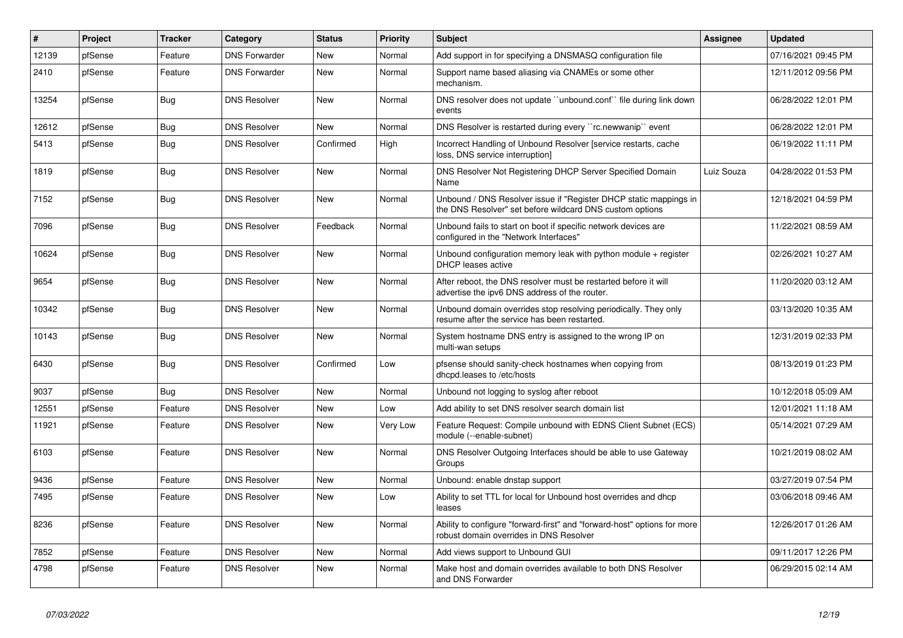| # | Project | Tracker | Category | Status | Priority | Subject | Assignee | Updated |
|---|---|---|---|---|---|---|---|---|
| 12139 | pfSense | Feature | DNS Forwarder | New | Normal | Add support in for specifying a DNSMASQ configuration file | | 07/16/2021 09:45 PM |
| 2410 | pfSense | Feature | DNS Forwarder | New | Normal | Support name based aliasing via CNAMEs or some other mechanism. | | 12/11/2012 09:56 PM |
| 13254 | pfSense | Bug | DNS Resolver | New | Normal | DNS resolver does not update ``unbound.conf`` file during link down events | | 06/28/2022 12:01 PM |
| 12612 | pfSense | Bug | DNS Resolver | New | Normal | DNS Resolver is restarted during every ``rc.newwanip`` event | | 06/28/2022 12:01 PM |
| 5413 | pfSense | Bug | DNS Resolver | Confirmed | High | Incorrect Handling of Unbound Resolver [service restarts, cache loss, DNS service interruption] | | 06/19/2022 11:11 PM |
| 1819 | pfSense | Bug | DNS Resolver | New | Normal | DNS Resolver Not Registering DHCP Server Specified Domain Name | Luiz Souza | 04/28/2022 01:53 PM |
| 7152 | pfSense | Bug | DNS Resolver | New | Normal | Unbound / DNS Resolver issue if "Register DHCP static mappings in the DNS Resolver" set before wildcard DNS custom options | | 12/18/2021 04:59 PM |
| 7096 | pfSense | Bug | DNS Resolver | Feedback | Normal | Unbound fails to start on boot if specific network devices are configured in the "Network Interfaces" | | 11/22/2021 08:59 AM |
| 10624 | pfSense | Bug | DNS Resolver | New | Normal | Unbound configuration memory leak with python module + register DHCP leases active | | 02/26/2021 10:27 AM |
| 9654 | pfSense | Bug | DNS Resolver | New | Normal | After reboot, the DNS resolver must be restarted before it will advertise the ipv6 DNS address of the router. | | 11/20/2020 03:12 AM |
| 10342 | pfSense | Bug | DNS Resolver | New | Normal | Unbound domain overrides stop resolving periodically. They only resume after the service has been restarted. | | 03/13/2020 10:35 AM |
| 10143 | pfSense | Bug | DNS Resolver | New | Normal | System hostname DNS entry is assigned to the wrong IP on multi-wan setups | | 12/31/2019 02:33 PM |
| 6430 | pfSense | Bug | DNS Resolver | Confirmed | Low | pfsense should sanity-check hostnames when copying from dhcpd.leases to /etc/hosts | | 08/13/2019 01:23 PM |
| 9037 | pfSense | Bug | DNS Resolver | New | Normal | Unbound not logging to syslog after reboot | | 10/12/2018 05:09 AM |
| 12551 | pfSense | Feature | DNS Resolver | New | Low | Add ability to set DNS resolver search domain list | | 12/01/2021 11:18 AM |
| 11921 | pfSense | Feature | DNS Resolver | New | Very Low | Feature Request: Compile unbound with EDNS Client Subnet (ECS) module (--enable-subnet) | | 05/14/2021 07:29 AM |
| 6103 | pfSense | Feature | DNS Resolver | New | Normal | DNS Resolver Outgoing Interfaces should be able to use Gateway Groups | | 10/21/2019 08:02 AM |
| 9436 | pfSense | Feature | DNS Resolver | New | Normal | Unbound: enable dnstap support | | 03/27/2019 07:54 PM |
| 7495 | pfSense | Feature | DNS Resolver | New | Low | Ability to set TTL for local for Unbound host overrides and dhcp leases | | 03/06/2018 09:46 AM |
| 8236 | pfSense | Feature | DNS Resolver | New | Normal | Ability to configure "forward-first" and "forward-host" options for more robust domain overrides in DNS Resolver | | 12/26/2017 01:26 AM |
| 7852 | pfSense | Feature | DNS Resolver | New | Normal | Add views support to Unbound GUI | | 09/11/2017 12:26 PM |
| 4798 | pfSense | Feature | DNS Resolver | New | Normal | Make host and domain overrides available to both DNS Resolver and DNS Forwarder | | 06/29/2015 02:14 AM |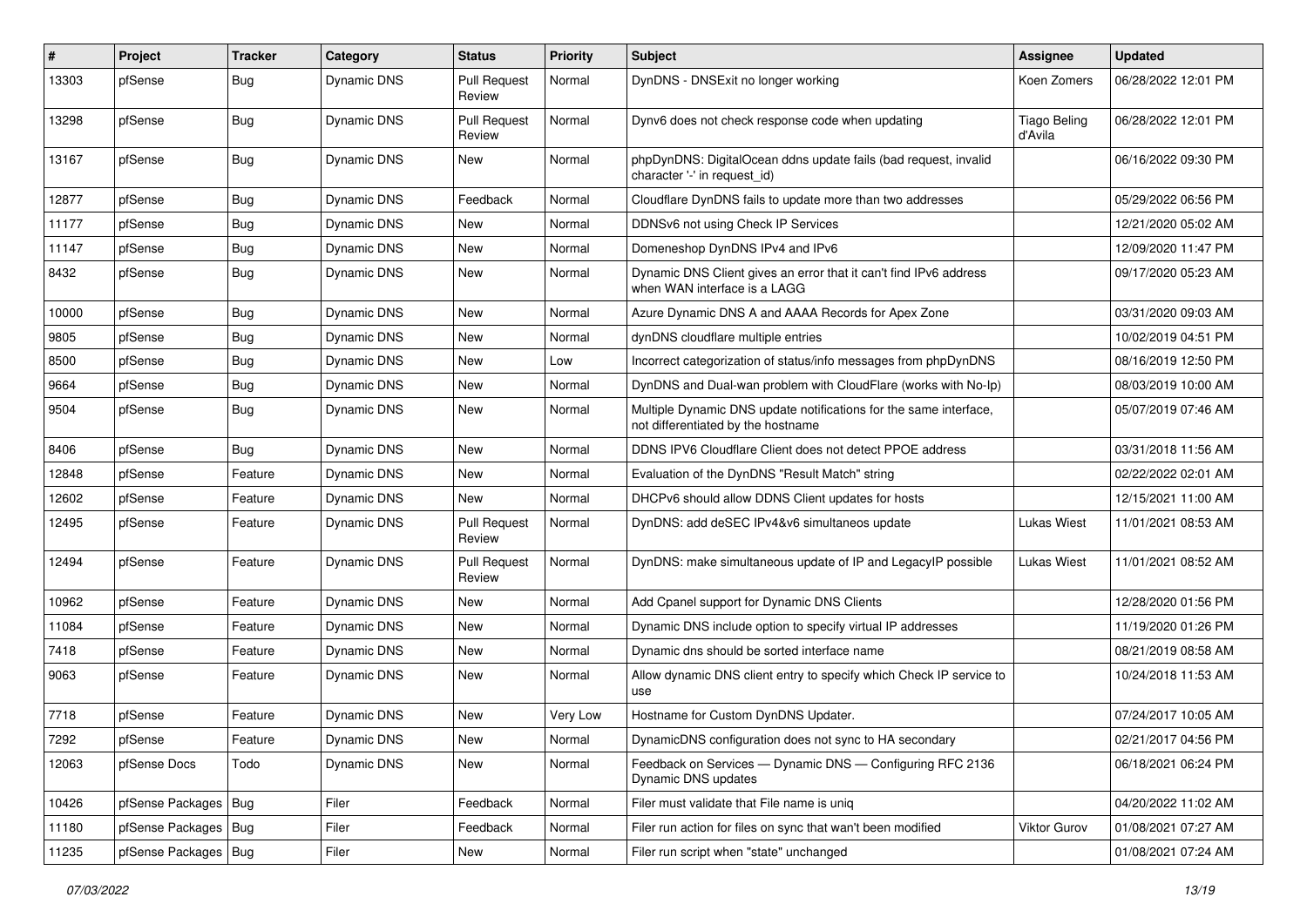| # | Project | Tracker | Category | Status | Priority | Subject | Assignee | Updated |
|---|---|---|---|---|---|---|---|---|
| 13303 | pfSense | Bug | Dynamic DNS | Pull Request Review | Normal | DynDNS - DNSExit no longer working | Koen Zomers | 06/28/2022 12:01 PM |
| 13298 | pfSense | Bug | Dynamic DNS | Pull Request Review | Normal | Dynv6 does not check response code when updating | Tiago Beling d'Avila | 06/28/2022 12:01 PM |
| 13167 | pfSense | Bug | Dynamic DNS | New | Normal | phpDynDNS: DigitalOcean ddns update fails (bad request, invalid character '-' in request_id) | | 06/16/2022 09:30 PM |
| 12877 | pfSense | Bug | Dynamic DNS | Feedback | Normal | Cloudflare DynDNS fails to update more than two addresses | | 05/29/2022 06:56 PM |
| 11177 | pfSense | Bug | Dynamic DNS | New | Normal | DDNSv6 not using Check IP Services | | 12/21/2020 05:02 AM |
| 11147 | pfSense | Bug | Dynamic DNS | New | Normal | Domeneshop DynDNS IPv4 and IPv6 | | 12/09/2020 11:47 PM |
| 8432 | pfSense | Bug | Dynamic DNS | New | Normal | Dynamic DNS Client gives an error that it can't find IPv6 address when WAN interface is a LAGG | | 09/17/2020 05:23 AM |
| 10000 | pfSense | Bug | Dynamic DNS | New | Normal | Azure Dynamic DNS A and AAAA Records for Apex Zone | | 03/31/2020 09:03 AM |
| 9805 | pfSense | Bug | Dynamic DNS | New | Normal | dynDNS cloudflare multiple entries | | 10/02/2019 04:51 PM |
| 8500 | pfSense | Bug | Dynamic DNS | New | Low | Incorrect categorization of status/info messages from phpDynDNS | | 08/16/2019 12:50 PM |
| 9664 | pfSense | Bug | Dynamic DNS | New | Normal | DynDNS and Dual-wan problem with CloudFlare (works with No-Ip) | | 08/03/2019 10:00 AM |
| 9504 | pfSense | Bug | Dynamic DNS | New | Normal | Multiple Dynamic DNS update notifications for the same interface, not differentiated by the hostname | | 05/07/2019 07:46 AM |
| 8406 | pfSense | Bug | Dynamic DNS | New | Normal | DDNS IPV6 Cloudflare Client does not detect PPOE address | | 03/31/2018 11:56 AM |
| 12848 | pfSense | Feature | Dynamic DNS | New | Normal | Evaluation of the DynDNS "Result Match" string | | 02/22/2022 02:01 AM |
| 12602 | pfSense | Feature | Dynamic DNS | New | Normal | DHCPv6 should allow DDNS Client updates for hosts | | 12/15/2021 11:00 AM |
| 12495 | pfSense | Feature | Dynamic DNS | Pull Request Review | Normal | DynDNS: add deSEC IPv4&v6 simultaneos update | Lukas Wiest | 11/01/2021 08:53 AM |
| 12494 | pfSense | Feature | Dynamic DNS | Pull Request Review | Normal | DynDNS: make simultaneous update of IP and LegacyIP possible | Lukas Wiest | 11/01/2021 08:52 AM |
| 10962 | pfSense | Feature | Dynamic DNS | New | Normal | Add Cpanel support for Dynamic DNS Clients | | 12/28/2020 01:56 PM |
| 11084 | pfSense | Feature | Dynamic DNS | New | Normal | Dynamic DNS include option to specify virtual IP addresses | | 11/19/2020 01:26 PM |
| 7418 | pfSense | Feature | Dynamic DNS | New | Normal | Dynamic dns should be sorted interface name | | 08/21/2019 08:58 AM |
| 9063 | pfSense | Feature | Dynamic DNS | New | Normal | Allow dynamic DNS client entry to specify which Check IP service to use | | 10/24/2018 11:53 AM |
| 7718 | pfSense | Feature | Dynamic DNS | New | Very Low | Hostname for Custom DynDNS Updater. | | 07/24/2017 10:05 AM |
| 7292 | pfSense | Feature | Dynamic DNS | New | Normal | DynamicDNS configuration does not sync to HA secondary | | 02/21/2017 04:56 PM |
| 12063 | pfSense Docs | Todo | Dynamic DNS | New | Normal | Feedback on Services — Dynamic DNS — Configuring RFC 2136 Dynamic DNS updates | | 06/18/2021 06:24 PM |
| 10426 | pfSense Packages | Bug | Filer | Feedback | Normal | Filer must validate that File name is uniq | | 04/20/2022 11:02 AM |
| 11180 | pfSense Packages | Bug | Filer | Feedback | Normal | Filer run action for files on sync that wan't been modified | Viktor Gurov | 01/08/2021 07:27 AM |
| 11235 | pfSense Packages | Bug | Filer | New | Normal | Filer run script when "state" unchanged | | 01/08/2021 07:24 AM |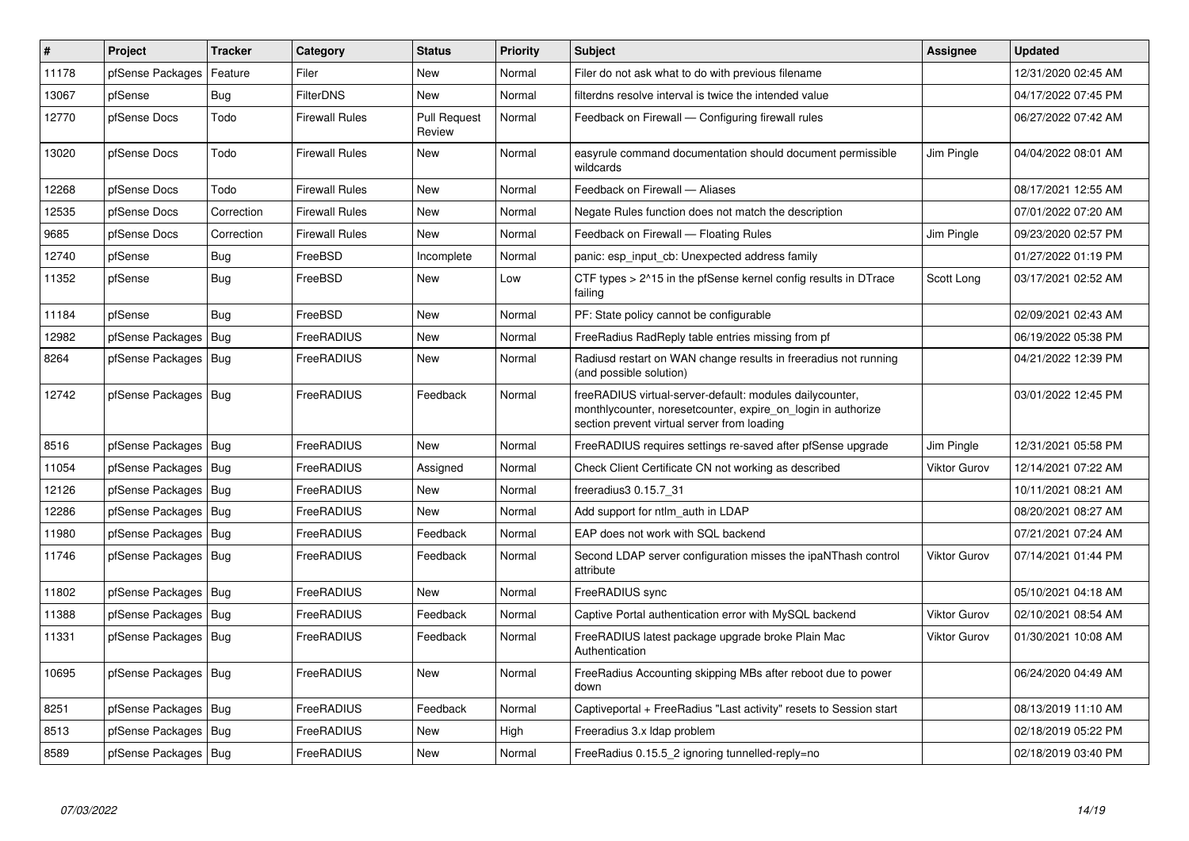| # | Project | Tracker | Category | Status | Priority | Subject | Assignee | Updated |
|---|---|---|---|---|---|---|---|---|
| 11178 | pfSense Packages | Feature | Filer | New | Normal | Filer do not ask what to do with previous filename | | 12/31/2020 02:45 AM |
| 13067 | pfSense | Bug | FilterDNS | New | Normal | filterdns resolve interval is twice the intended value | | 04/17/2022 07:45 PM |
| 12770 | pfSense Docs | Todo | Firewall Rules | Pull Request Review | Normal | Feedback on Firewall — Configuring firewall rules | | 06/27/2022 07:42 AM |
| 13020 | pfSense Docs | Todo | Firewall Rules | New | Normal | easyrule command documentation should document permissible wildcards | Jim Pingle | 04/04/2022 08:01 AM |
| 12268 | pfSense Docs | Todo | Firewall Rules | New | Normal | Feedback on Firewall — Aliases | | 08/17/2021 12:55 AM |
| 12535 | pfSense Docs | Correction | Firewall Rules | New | Normal | Negate Rules function does not match the description | | 07/01/2022 07:20 AM |
| 9685 | pfSense Docs | Correction | Firewall Rules | New | Normal | Feedback on Firewall — Floating Rules | Jim Pingle | 09/23/2020 02:57 PM |
| 12740 | pfSense | Bug | FreeBSD | Incomplete | Normal | panic: esp_input_cb: Unexpected address family | | 01/27/2022 01:19 PM |
| 11352 | pfSense | Bug | FreeBSD | New | Low | CTF types > 2^15 in the pfSense kernel config results in DTrace failing | Scott Long | 03/17/2021 02:52 AM |
| 11184 | pfSense | Bug | FreeBSD | New | Normal | PF: State policy cannot be configurable | | 02/09/2021 02:43 AM |
| 12982 | pfSense Packages | Bug | FreeRADIUS | New | Normal | FreeRadius RadReply table entries missing from pf | | 06/19/2022 05:38 PM |
| 8264 | pfSense Packages | Bug | FreeRADIUS | New | Normal | Radiusd restart on WAN change results in freeradius not running (and possible solution) | | 04/21/2022 12:39 PM |
| 12742 | pfSense Packages | Bug | FreeRADIUS | Feedback | Normal | freeRADIUS virtual-server-default: modules dailycounter, monthlycounter, noresetcounter, expire_on_login in authorize section prevent virtual server from loading | | 03/01/2022 12:45 PM |
| 8516 | pfSense Packages | Bug | FreeRADIUS | New | Normal | FreeRADIUS requires settings re-saved after pfSense upgrade | Jim Pingle | 12/31/2021 05:58 PM |
| 11054 | pfSense Packages | Bug | FreeRADIUS | Assigned | Normal | Check Client Certificate CN not working as described | Viktor Gurov | 12/14/2021 07:22 AM |
| 12126 | pfSense Packages | Bug | FreeRADIUS | New | Normal | freeradius3 0.15.7_31 | | 10/11/2021 08:21 AM |
| 12286 | pfSense Packages | Bug | FreeRADIUS | New | Normal | Add support for ntlm_auth in LDAP | | 08/20/2021 08:27 AM |
| 11980 | pfSense Packages | Bug | FreeRADIUS | Feedback | Normal | EAP does not work with SQL backend | | 07/21/2021 07:24 AM |
| 11746 | pfSense Packages | Bug | FreeRADIUS | Feedback | Normal | Second LDAP server configuration misses the ipaNThash control attribute | Viktor Gurov | 07/14/2021 01:44 PM |
| 11802 | pfSense Packages | Bug | FreeRADIUS | New | Normal | FreeRADIUS sync | | 05/10/2021 04:18 AM |
| 11388 | pfSense Packages | Bug | FreeRADIUS | Feedback | Normal | Captive Portal authentication error with MySQL backend | Viktor Gurov | 02/10/2021 08:54 AM |
| 11331 | pfSense Packages | Bug | FreeRADIUS | Feedback | Normal | FreeRADIUS latest package upgrade broke Plain Mac Authentication | Viktor Gurov | 01/30/2021 10:08 AM |
| 10695 | pfSense Packages | Bug | FreeRADIUS | New | Normal | FreeRadius Accounting skipping MBs after reboot due to power down | | 06/24/2020 04:49 AM |
| 8251 | pfSense Packages | Bug | FreeRADIUS | Feedback | Normal | Captiveportal + FreeRadius "Last activity" resets to Session start | | 08/13/2019 11:10 AM |
| 8513 | pfSense Packages | Bug | FreeRADIUS | New | High | Freeradius 3.x ldap problem | | 02/18/2019 05:22 PM |
| 8589 | pfSense Packages | Bug | FreeRADIUS | New | Normal | FreeRadius 0.15.5_2 ignoring tunnelled-reply=no | | 02/18/2019 03:40 PM |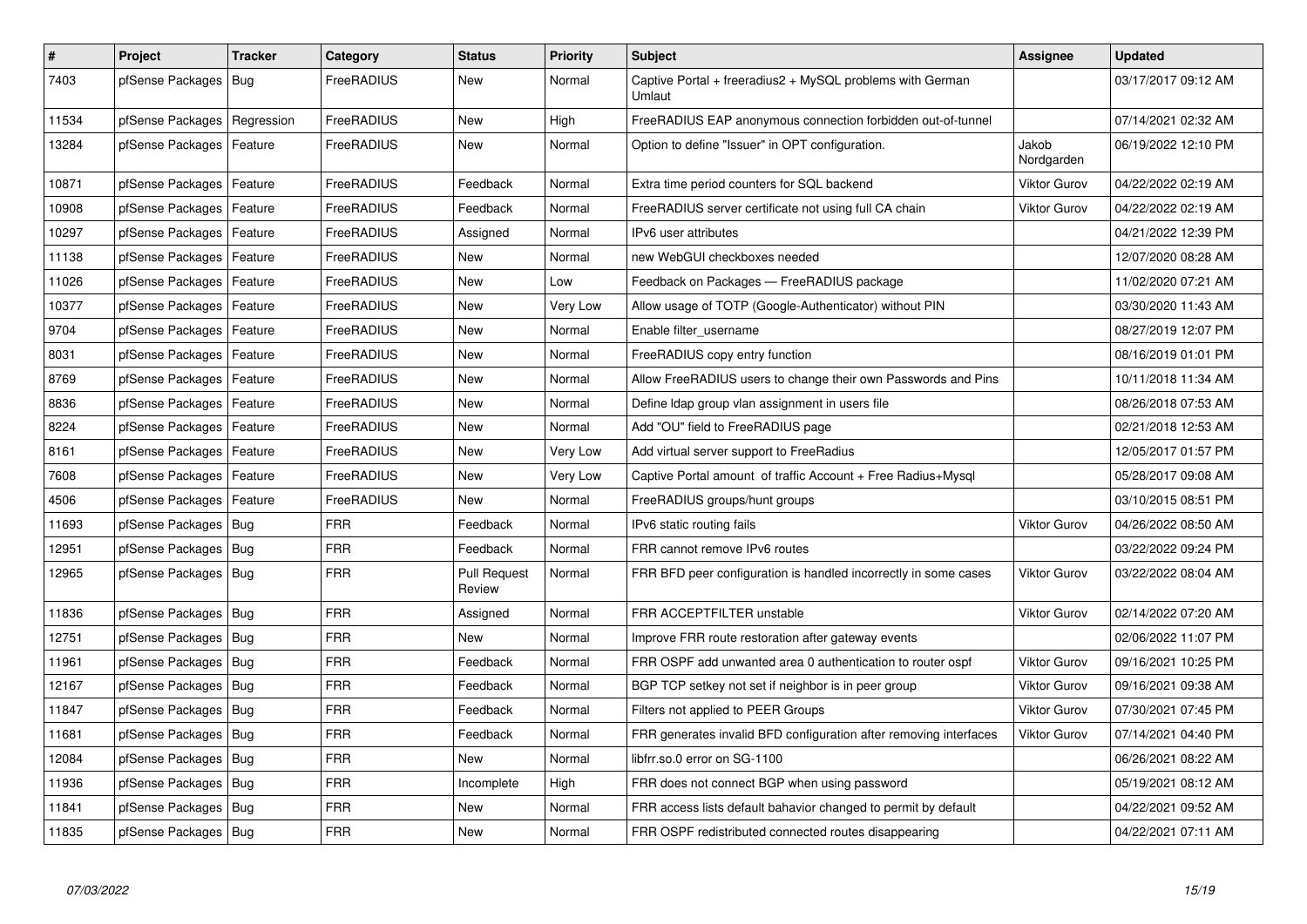| # | Project | Tracker | Category | Status | Priority | Subject | Assignee | Updated |
|---|---|---|---|---|---|---|---|---|
| 7403 | pfSense Packages | Bug | FreeRADIUS | New | Normal | Captive Portal + freeradius2 + MySQL problems with German Umlaut | | 03/17/2017 09:12 AM |
| 11534 | pfSense Packages | Regression | FreeRADIUS | New | High | FreeRADIUS EAP anonymous connection forbidden out-of-tunnel | | 07/14/2021 02:32 AM |
| 13284 | pfSense Packages | Feature | FreeRADIUS | New | Normal | Option to define "Issuer" in OPT configuration. | Jakob Nordgarden | 06/19/2022 12:10 PM |
| 10871 | pfSense Packages | Feature | FreeRADIUS | Feedback | Normal | Extra time period counters for SQL backend | Viktor Gurov | 04/22/2022 02:19 AM |
| 10908 | pfSense Packages | Feature | FreeRADIUS | Feedback | Normal | FreeRADIUS server certificate not using full CA chain | Viktor Gurov | 04/22/2022 02:19 AM |
| 10297 | pfSense Packages | Feature | FreeRADIUS | Assigned | Normal | IPv6 user attributes | | 04/21/2022 12:39 PM |
| 11138 | pfSense Packages | Feature | FreeRADIUS | New | Normal | new WebGUI checkboxes needed | | 12/07/2020 08:28 AM |
| 11026 | pfSense Packages | Feature | FreeRADIUS | New | Low | Feedback on Packages — FreeRADIUS package | | 11/02/2020 07:21 AM |
| 10377 | pfSense Packages | Feature | FreeRADIUS | New | Very Low | Allow usage of TOTP (Google-Authenticator) without PIN | | 03/30/2020 11:43 AM |
| 9704 | pfSense Packages | Feature | FreeRADIUS | New | Normal | Enable filter_username | | 08/27/2019 12:07 PM |
| 8031 | pfSense Packages | Feature | FreeRADIUS | New | Normal | FreeRADIUS copy entry function | | 08/16/2019 01:01 PM |
| 8769 | pfSense Packages | Feature | FreeRADIUS | New | Normal | Allow FreeRADIUS users to change their own Passwords and Pins | | 10/11/2018 11:34 AM |
| 8836 | pfSense Packages | Feature | FreeRADIUS | New | Normal | Define ldap group vlan assignment in users file | | 08/26/2018 07:53 AM |
| 8224 | pfSense Packages | Feature | FreeRADIUS | New | Normal | Add "OU" field to FreeRADIUS page | | 02/21/2018 12:53 AM |
| 8161 | pfSense Packages | Feature | FreeRADIUS | New | Very Low | Add virtual server support to FreeRadius | | 12/05/2017 01:57 PM |
| 7608 | pfSense Packages | Feature | FreeRADIUS | New | Very Low | Captive Portal amount of traffic Account + Free Radius+Mysql | | 05/28/2017 09:08 AM |
| 4506 | pfSense Packages | Feature | FreeRADIUS | New | Normal | FreeRADIUS groups/hunt groups | | 03/10/2015 08:51 PM |
| 11693 | pfSense Packages | Bug | FRR | Feedback | Normal | IPv6 static routing fails | Viktor Gurov | 04/26/2022 08:50 AM |
| 12951 | pfSense Packages | Bug | FRR | Feedback | Normal | FRR cannot remove IPv6 routes | | 03/22/2022 09:24 PM |
| 12965 | pfSense Packages | Bug | FRR | Pull Request Review | Normal | FRR BFD peer configuration is handled incorrectly in some cases | Viktor Gurov | 03/22/2022 08:04 AM |
| 11836 | pfSense Packages | Bug | FRR | Assigned | Normal | FRR ACCEPTFILTER unstable | Viktor Gurov | 02/14/2022 07:20 AM |
| 12751 | pfSense Packages | Bug | FRR | New | Normal | Improve FRR route restoration after gateway events | | 02/06/2022 11:07 PM |
| 11961 | pfSense Packages | Bug | FRR | Feedback | Normal | FRR OSPF add unwanted area 0 authentication to router ospf | Viktor Gurov | 09/16/2021 10:25 PM |
| 12167 | pfSense Packages | Bug | FRR | Feedback | Normal | BGP TCP setkey not set if neighbor is in peer group | Viktor Gurov | 09/16/2021 09:38 AM |
| 11847 | pfSense Packages | Bug | FRR | Feedback | Normal | Filters not applied to PEER Groups | Viktor Gurov | 07/30/2021 07:45 PM |
| 11681 | pfSense Packages | Bug | FRR | Feedback | Normal | FRR generates invalid BFD configuration after removing interfaces | Viktor Gurov | 07/14/2021 04:40 PM |
| 12084 | pfSense Packages | Bug | FRR | New | Normal | libfrr.so.0 error on SG-1100 | | 06/26/2021 08:22 AM |
| 11936 | pfSense Packages | Bug | FRR | Incomplete | High | FRR does not connect BGP when using password | | 05/19/2021 08:12 AM |
| 11841 | pfSense Packages | Bug | FRR | New | Normal | FRR access lists default bahavior changed to permit by default | | 04/22/2021 09:52 AM |
| 11835 | pfSense Packages | Bug | FRR | New | Normal | FRR OSPF redistributed connected routes disappearing | | 04/22/2021 07:11 AM |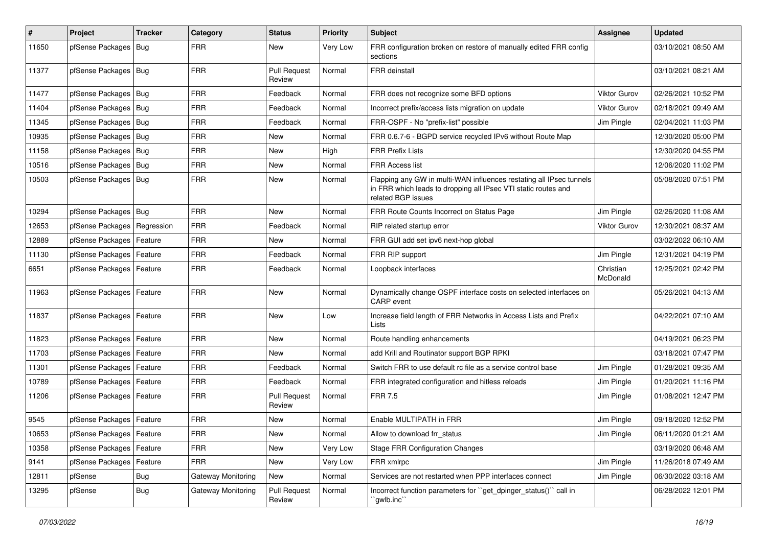| # | Project | Tracker | Category | Status | Priority | Subject | Assignee | Updated |
|---|---|---|---|---|---|---|---|---|
| 11650 | pfSense Packages | Bug | FRR | New | Very Low | FRR configuration broken on restore of manually edited FRR config sections | | 03/10/2021 08:50 AM |
| 11377 | pfSense Packages | Bug | FRR | Pull Request Review | Normal | FRR deinstall | | 03/10/2021 08:21 AM |
| 11477 | pfSense Packages | Bug | FRR | Feedback | Normal | FRR does not recognize some BFD options | Viktor Gurov | 02/26/2021 10:52 PM |
| 11404 | pfSense Packages | Bug | FRR | Feedback | Normal | Incorrect prefix/access lists migration on update | Viktor Gurov | 02/18/2021 09:49 AM |
| 11345 | pfSense Packages | Bug | FRR | Feedback | Normal | FRR-OSPF - No "prefix-list" possible | Jim Pingle | 02/04/2021 11:03 PM |
| 10935 | pfSense Packages | Bug | FRR | New | Normal | FRR 0.6.7-6 - BGPD service recycled IPv6 without Route Map | | 12/30/2020 05:00 PM |
| 11158 | pfSense Packages | Bug | FRR | New | High | FRR Prefix Lists | | 12/30/2020 04:55 PM |
| 10516 | pfSense Packages | Bug | FRR | New | Normal | FRR Access list | | 12/06/2020 11:02 PM |
| 10503 | pfSense Packages | Bug | FRR | New | Normal | Flapping any GW in multi-WAN influences restating all IPsec tunnels in FRR which leads to dropping all IPsec VTI static routes and related BGP issues | | 05/08/2020 07:51 PM |
| 10294 | pfSense Packages | Bug | FRR | New | Normal | FRR Route Counts Incorrect on Status Page | Jim Pingle | 02/26/2020 11:08 AM |
| 12653 | pfSense Packages | Regression | FRR | Feedback | Normal | RIP related startup error | Viktor Gurov | 12/30/2021 08:37 AM |
| 12889 | pfSense Packages | Feature | FRR | New | Normal | FRR GUI add set ipv6 next-hop global | | 03/02/2022 06:10 AM |
| 11130 | pfSense Packages | Feature | FRR | Feedback | Normal | FRR RIP support | Jim Pingle | 12/31/2021 04:19 PM |
| 6651 | pfSense Packages | Feature | FRR | Feedback | Normal | Loopback interfaces | Christian McDonald | 12/25/2021 02:42 PM |
| 11963 | pfSense Packages | Feature | FRR | New | Normal | Dynamically change OSPF interface costs on selected interfaces on CARP event | | 05/26/2021 04:13 AM |
| 11837 | pfSense Packages | Feature | FRR | New | Low | Increase field length of FRR Networks in Access Lists and Prefix Lists | | 04/22/2021 07:10 AM |
| 11823 | pfSense Packages | Feature | FRR | New | Normal | Route handling enhancements | | 04/19/2021 06:23 PM |
| 11703 | pfSense Packages | Feature | FRR | New | Normal | add Krill and Routinator support BGP RPKI | | 03/18/2021 07:47 PM |
| 11301 | pfSense Packages | Feature | FRR | Feedback | Normal | Switch FRR to use default rc file as a service control base | Jim Pingle | 01/28/2021 09:35 AM |
| 10789 | pfSense Packages | Feature | FRR | Feedback | Normal | FRR integrated configuration and hitless reloads | Jim Pingle | 01/20/2021 11:16 PM |
| 11206 | pfSense Packages | Feature | FRR | Pull Request Review | Normal | FRR 7.5 | Jim Pingle | 01/08/2021 12:47 PM |
| 9545 | pfSense Packages | Feature | FRR | New | Normal | Enable MULTIPATH in FRR | Jim Pingle | 09/18/2020 12:52 PM |
| 10653 | pfSense Packages | Feature | FRR | New | Normal | Allow to download frr_status | Jim Pingle | 06/11/2020 01:21 AM |
| 10358 | pfSense Packages | Feature | FRR | New | Very Low | Stage FRR Configuration Changes | | 03/19/2020 06:48 AM |
| 9141 | pfSense Packages | Feature | FRR | New | Very Low | FRR xmlrpc | Jim Pingle | 11/26/2018 07:49 AM |
| 12811 | pfSense | Bug | Gateway Monitoring | New | Normal | Services are not restarted when PPP interfaces connect | Jim Pingle | 06/30/2022 03:18 AM |
| 13295 | pfSense | Bug | Gateway Monitoring | Pull Request Review | Normal | Incorrect function parameters for ``get_dpinger_status()`` call in ``gwlb.inc`` | | 06/28/2022 12:01 PM |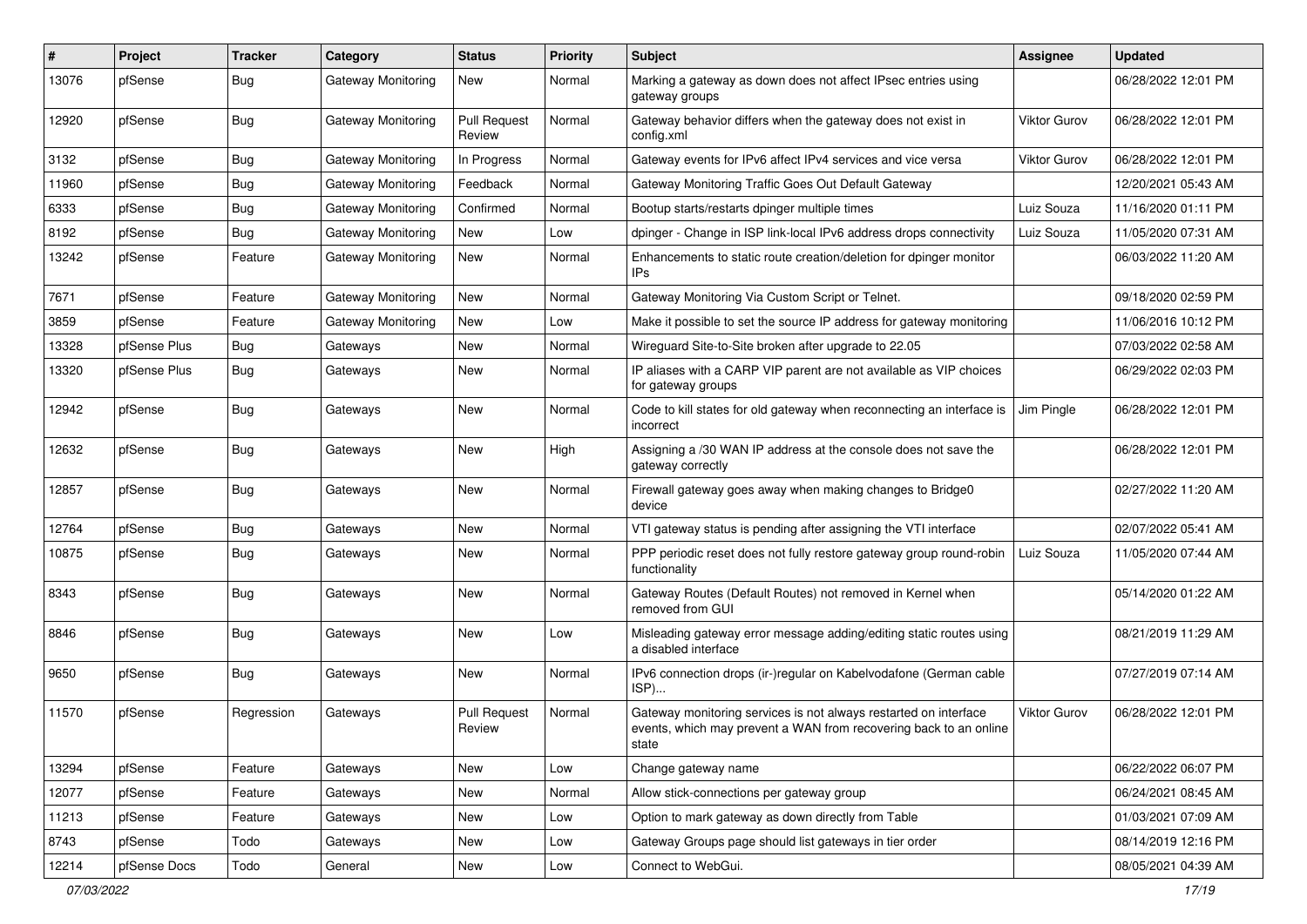| # | Project | Tracker | Category | Status | Priority | Subject | Assignee | Updated |
|---|---|---|---|---|---|---|---|---|
| 13076 | pfSense | Bug | Gateway Monitoring | New | Normal | Marking a gateway as down does not affect IPsec entries using gateway groups | | 06/28/2022 12:01 PM |
| 12920 | pfSense | Bug | Gateway Monitoring | Pull Request Review | Normal | Gateway behavior differs when the gateway does not exist in config.xml | Viktor Gurov | 06/28/2022 12:01 PM |
| 3132 | pfSense | Bug | Gateway Monitoring | In Progress | Normal | Gateway events for IPv6 affect IPv4 services and vice versa | Viktor Gurov | 06/28/2022 12:01 PM |
| 11960 | pfSense | Bug | Gateway Monitoring | Feedback | Normal | Gateway Monitoring Traffic Goes Out Default Gateway | | 12/20/2021 05:43 AM |
| 6333 | pfSense | Bug | Gateway Monitoring | Confirmed | Normal | Bootup starts/restarts dpinger multiple times | Luiz Souza | 11/16/2020 01:11 PM |
| 8192 | pfSense | Bug | Gateway Monitoring | New | Low | dpinger - Change in ISP link-local IPv6 address drops connectivity | Luiz Souza | 11/05/2020 07:31 AM |
| 13242 | pfSense | Feature | Gateway Monitoring | New | Normal | Enhancements to static route creation/deletion for dpinger monitor IPs | | 06/03/2022 11:20 AM |
| 7671 | pfSense | Feature | Gateway Monitoring | New | Normal | Gateway Monitoring Via Custom Script or Telnet. | | 09/18/2020 02:59 PM |
| 3859 | pfSense | Feature | Gateway Monitoring | New | Low | Make it possible to set the source IP address for gateway monitoring | | 11/06/2016 10:12 PM |
| 13328 | pfSense Plus | Bug | Gateways | New | Normal | Wireguard Site-to-Site broken after upgrade to 22.05 | | 07/03/2022 02:58 AM |
| 13320 | pfSense Plus | Bug | Gateways | New | Normal | IP aliases with a CARP VIP parent are not available as VIP choices for gateway groups | | 06/29/2022 02:03 PM |
| 12942 | pfSense | Bug | Gateways | New | Normal | Code to kill states for old gateway when reconnecting an interface is incorrect | Jim Pingle | 06/28/2022 12:01 PM |
| 12632 | pfSense | Bug | Gateways | New | High | Assigning a /30 WAN IP address at the console does not save the gateway correctly | | 06/28/2022 12:01 PM |
| 12857 | pfSense | Bug | Gateways | New | Normal | Firewall gateway goes away when making changes to Bridge0 device | | 02/27/2022 11:20 AM |
| 12764 | pfSense | Bug | Gateways | New | Normal | VTI gateway status is pending after assigning the VTI interface | | 02/07/2022 05:41 AM |
| 10875 | pfSense | Bug | Gateways | New | Normal | PPP periodic reset does not fully restore gateway group round-robin functionality | Luiz Souza | 11/05/2020 07:44 AM |
| 8343 | pfSense | Bug | Gateways | New | Normal | Gateway Routes (Default Routes) not removed in Kernel when removed from GUI | | 05/14/2020 01:22 AM |
| 8846 | pfSense | Bug | Gateways | New | Low | Misleading gateway error message adding/editing static routes using a disabled interface | | 08/21/2019 11:29 AM |
| 9650 | pfSense | Bug | Gateways | New | Normal | IPv6 connection drops (ir-)regular on Kabelvodafone (German cable ISP)... | | 07/27/2019 07:14 AM |
| 11570 | pfSense | Regression | Gateways | Pull Request Review | Normal | Gateway monitoring services is not always restarted on interface events, which may prevent a WAN from recovering back to an online state | Viktor Gurov | 06/28/2022 12:01 PM |
| 13294 | pfSense | Feature | Gateways | New | Low | Change gateway name | | 06/22/2022 06:07 PM |
| 12077 | pfSense | Feature | Gateways | New | Normal | Allow stick-connections per gateway group | | 06/24/2021 08:45 AM |
| 11213 | pfSense | Feature | Gateways | New | Low | Option to mark gateway as down directly from Table | | 01/03/2021 07:09 AM |
| 8743 | pfSense | Todo | Gateways | New | Low | Gateway Groups page should list gateways in tier order | | 08/14/2019 12:16 PM |
| 12214 | pfSense Docs | Todo | General | New | Low | Connect to WebGui. | | 08/05/2021 04:39 AM |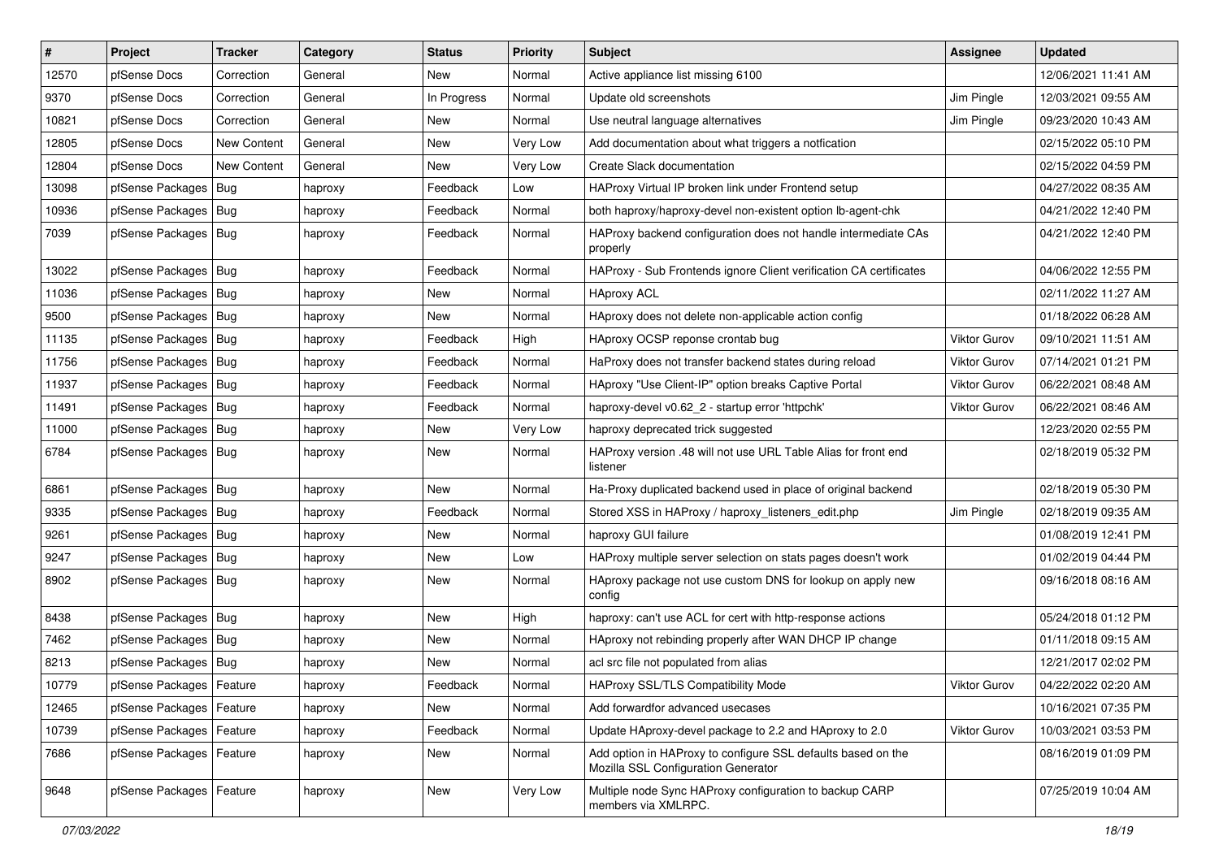| # | Project | Tracker | Category | Status | Priority | Subject | Assignee | Updated |
|---|---|---|---|---|---|---|---|---|
| 12570 | pfSense Docs | Correction | General | New | Normal | Active appliance list missing 6100 | | 12/06/2021 11:41 AM |
| 9370 | pfSense Docs | Correction | General | In Progress | Normal | Update old screenshots | Jim Pingle | 12/03/2021 09:55 AM |
| 10821 | pfSense Docs | Correction | General | New | Normal | Use neutral language alternatives | Jim Pingle | 09/23/2020 10:43 AM |
| 12805 | pfSense Docs | New Content | General | New | Very Low | Add documentation about what triggers a notfication | | 02/15/2022 05:10 PM |
| 12804 | pfSense Docs | New Content | General | New | Very Low | Create Slack documentation | | 02/15/2022 04:59 PM |
| 13098 | pfSense Packages | Bug | haproxy | Feedback | Low | HAProxy Virtual IP broken link under Frontend setup | | 04/27/2022 08:35 AM |
| 10936 | pfSense Packages | Bug | haproxy | Feedback | Normal | both haproxy/haproxy-devel non-existent option lb-agent-chk | | 04/21/2022 12:40 PM |
| 7039 | pfSense Packages | Bug | haproxy | Feedback | Normal | HAProxy backend configuration does not handle intermediate CAs properly | | 04/21/2022 12:40 PM |
| 13022 | pfSense Packages | Bug | haproxy | Feedback | Normal | HAProxy - Sub Frontends ignore Client verification CA certificates | | 04/06/2022 12:55 PM |
| 11036 | pfSense Packages | Bug | haproxy | New | Normal | HAproxy ACL | | 02/11/2022 11:27 AM |
| 9500 | pfSense Packages | Bug | haproxy | New | Normal | HAproxy does not delete non-applicable action config | | 01/18/2022 06:28 AM |
| 11135 | pfSense Packages | Bug | haproxy | Feedback | High | HAproxy OCSP reponse crontab bug | Viktor Gurov | 09/10/2021 11:51 AM |
| 11756 | pfSense Packages | Bug | haproxy | Feedback | Normal | HaProxy does not transfer backend states during reload | Viktor Gurov | 07/14/2021 01:21 PM |
| 11937 | pfSense Packages | Bug | haproxy | Feedback | Normal | HAproxy "Use Client-IP" option breaks Captive Portal | Viktor Gurov | 06/22/2021 08:48 AM |
| 11491 | pfSense Packages | Bug | haproxy | Feedback | Normal | haproxy-devel v0.62_2 - startup error 'httpchk' | Viktor Gurov | 06/22/2021 08:46 AM |
| 11000 | pfSense Packages | Bug | haproxy | New | Very Low | haproxy deprecated trick suggested | | 12/23/2020 02:55 PM |
| 6784 | pfSense Packages | Bug | haproxy | New | Normal | HAProxy version .48 will not use URL Table Alias for front end listener | | 02/18/2019 05:32 PM |
| 6861 | pfSense Packages | Bug | haproxy | New | Normal | Ha-Proxy duplicated backend used in place of original backend | | 02/18/2019 05:30 PM |
| 9335 | pfSense Packages | Bug | haproxy | Feedback | Normal | Stored XSS in HAProxy / haproxy_listeners_edit.php | Jim Pingle | 02/18/2019 09:35 AM |
| 9261 | pfSense Packages | Bug | haproxy | New | Normal | haproxy GUI failure | | 01/08/2019 12:41 PM |
| 9247 | pfSense Packages | Bug | haproxy | New | Low | HAProxy multiple server selection on stats pages doesn't work | | 01/02/2019 04:44 PM |
| 8902 | pfSense Packages | Bug | haproxy | New | Normal | HAproxy package not use custom DNS for lookup on apply new config | | 09/16/2018 08:16 AM |
| 8438 | pfSense Packages | Bug | haproxy | New | High | haproxy: can't use ACL for cert with http-response actions | | 05/24/2018 01:12 PM |
| 7462 | pfSense Packages | Bug | haproxy | New | Normal | HAproxy not rebinding properly after WAN DHCP IP change | | 01/11/2018 09:15 AM |
| 8213 | pfSense Packages | Bug | haproxy | New | Normal | acl src file not populated from alias | | 12/21/2017 02:02 PM |
| 10779 | pfSense Packages | Feature | haproxy | Feedback | Normal | HAProxy SSL/TLS Compatibility Mode | Viktor Gurov | 04/22/2022 02:20 AM |
| 12465 | pfSense Packages | Feature | haproxy | New | Normal | Add forwardfor advanced usecases | | 10/16/2021 07:35 PM |
| 10739 | pfSense Packages | Feature | haproxy | Feedback | Normal | Update HAproxy-devel package to 2.2 and HAproxy to 2.0 | Viktor Gurov | 10/03/2021 03:53 PM |
| 7686 | pfSense Packages | Feature | haproxy | New | Normal | Add option in HAProxy to configure SSL defaults based on the Mozilla SSL Configuration Generator | | 08/16/2019 01:09 PM |
| 9648 | pfSense Packages | Feature | haproxy | New | Very Low | Multiple node Sync HAProxy configuration to backup CARP members via XMLRPC. | | 07/25/2019 10:04 AM |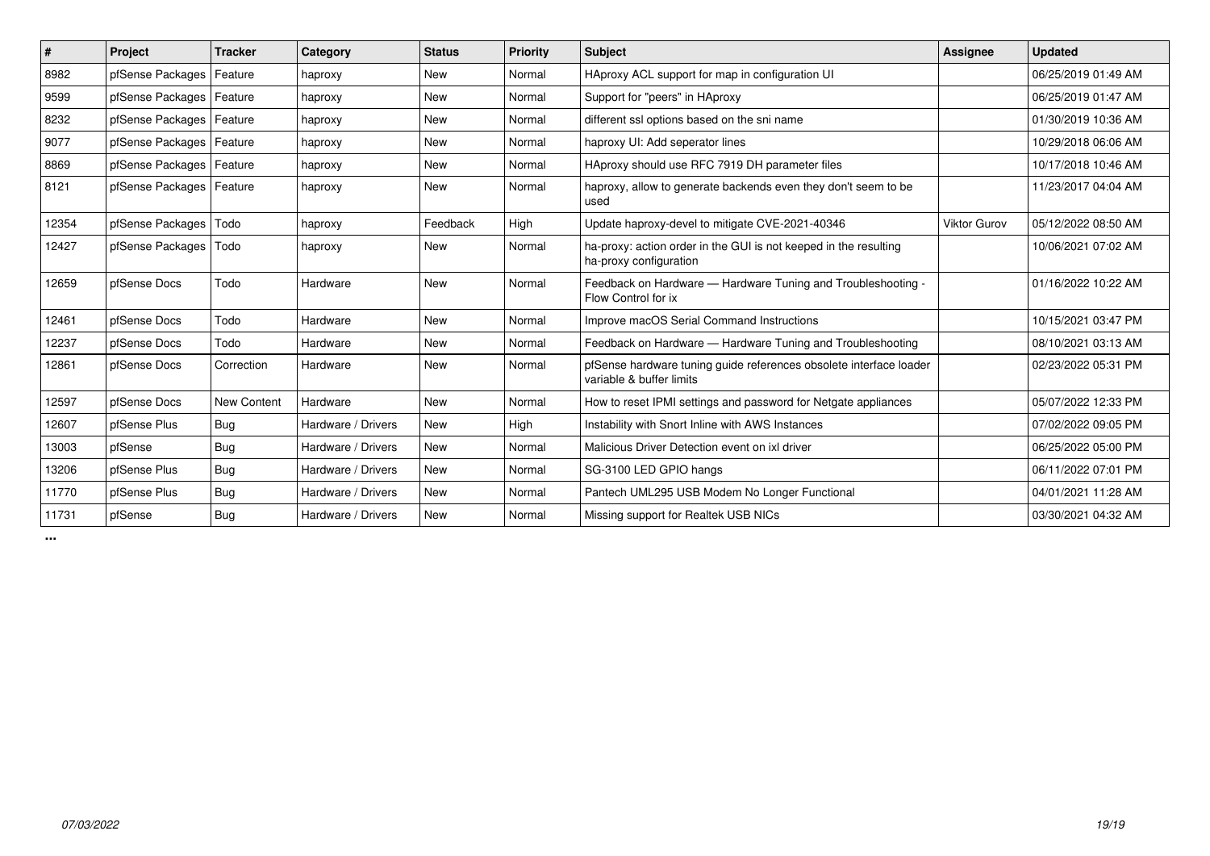| # | Project | Tracker | Category | Status | Priority | Subject | Assignee | Updated |
|---|---|---|---|---|---|---|---|---|
| 8982 | pfSense Packages | Feature | haproxy | New | Normal | HAproxy ACL support for map in configuration UI | | 06/25/2019 01:49 AM |
| 9599 | pfSense Packages | Feature | haproxy | New | Normal | Support for "peers" in HAproxy | | 06/25/2019 01:47 AM |
| 8232 | pfSense Packages | Feature | haproxy | New | Normal | different ssl options based on the sni name | | 01/30/2019 10:36 AM |
| 9077 | pfSense Packages | Feature | haproxy | New | Normal | haproxy UI: Add seperator lines | | 10/29/2018 06:06 AM |
| 8869 | pfSense Packages | Feature | haproxy | New | Normal | HAproxy should use RFC 7919 DH parameter files | | 10/17/2018 10:46 AM |
| 8121 | pfSense Packages | Feature | haproxy | New | Normal | haproxy, allow to generate backends even they don't seem to be used | | 11/23/2017 04:04 AM |
| 12354 | pfSense Packages | Todo | haproxy | Feedback | High | Update haproxy-devel to mitigate CVE-2021-40346 | Viktor Gurov | 05/12/2022 08:50 AM |
| 12427 | pfSense Packages | Todo | haproxy | New | Normal | ha-proxy: action order in the GUI is not keeped in the resulting ha-proxy configuration | | 10/06/2021 07:02 AM |
| 12659 | pfSense Docs | Todo | Hardware | New | Normal | Feedback on Hardware — Hardware Tuning and Troubleshooting - Flow Control for ix | | 01/16/2022 10:22 AM |
| 12461 | pfSense Docs | Todo | Hardware | New | Normal | Improve macOS Serial Command Instructions | | 10/15/2021 03:47 PM |
| 12237 | pfSense Docs | Todo | Hardware | New | Normal | Feedback on Hardware — Hardware Tuning and Troubleshooting | | 08/10/2021 03:13 AM |
| 12861 | pfSense Docs | Correction | Hardware | New | Normal | pfSense hardware tuning guide references obsolete interface loader variable & buffer limits | | 02/23/2022 05:31 PM |
| 12597 | pfSense Docs | New Content | Hardware | New | Normal | How to reset IPMI settings and password for Netgate appliances | | 05/07/2022 12:33 PM |
| 12607 | pfSense Plus | Bug | Hardware / Drivers | New | High | Instability with Snort Inline with AWS Instances | | 07/02/2022 09:05 PM |
| 13003 | pfSense | Bug | Hardware / Drivers | New | Normal | Malicious Driver Detection event on ixl driver | | 06/25/2022 05:00 PM |
| 13206 | pfSense Plus | Bug | Hardware / Drivers | New | Normal | SG-3100 LED GPIO hangs | | 06/11/2022 07:01 PM |
| 11770 | pfSense Plus | Bug | Hardware / Drivers | New | Normal | Pantech UML295 USB Modem No Longer Functional | | 04/01/2021 11:28 AM |
| 11731 | pfSense | Bug | Hardware / Drivers | New | Normal | Missing support for Realtek USB NICs | | 03/30/2021 04:32 AM |

...